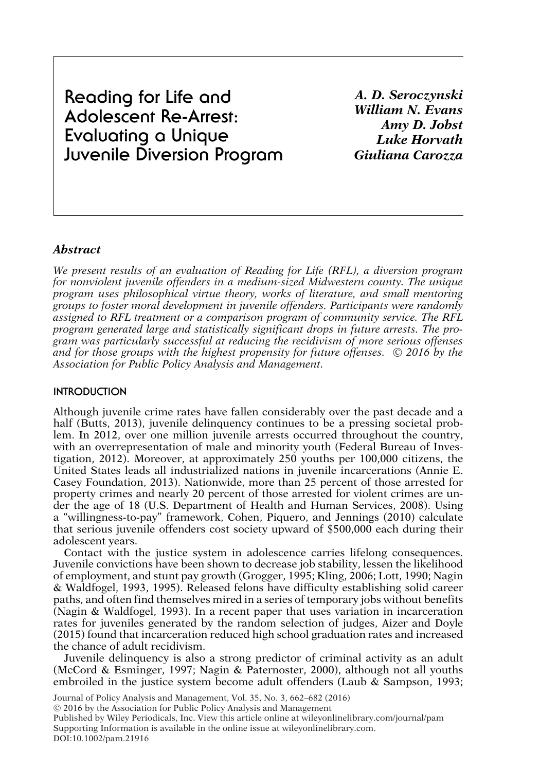# Reading for Life and Adolescent Re-Arrest: Evaluating a Unique Juvenile Diversion Program

***A. D. Seroczynski***
***William N. Evans***
***Amy D. Jobst***
***Luke Horvath***
***Giuliana Carozza***

## *Abstract*

*We present results of an evaluation of Reading for Life (RFL), a diversion program for nonviolent juvenile offenders in a medium-sized Midwestern county. The unique program uses philosophical virtue theory, works of literature, and small mentoring groups to foster moral development in juvenile offenders. Participants were randomly assigned to RFL treatment or a comparison program of community service. The RFL program generated large and statistically significant drops in future arrests. The program was particularly successful at reducing the recidivism of more serious offenses and for those groups with the highest propensity for future offenses. © 2016 by the Association for Public Policy Analysis and Management.*

## INTRODUCTION

Although juvenile crime rates have fallen considerably over the past decade and a half (Butts, 2013), juvenile delinquency continues to be a pressing societal problem. In 2012, over one million juvenile arrests occurred throughout the country, with an overrepresentation of male and minority youth (Federal Bureau of Investigation, 2012). Moreover, at approximately 250 youths per 100,000 citizens, the United States leads all industrialized nations in juvenile incarcerations (Annie E. Casey Foundation, 2013). Nationwide, more than 25 percent of those arrested for property crimes and nearly 20 percent of those arrested for violent crimes are under the age of 18 (U.S. Department of Health and Human Services, 2008). Using a "willingness-to-pay" framework, Cohen, Piquero, and Jennings (2010) calculate that serious juvenile offenders cost society upward of $500,000 each during their adolescent years.

Contact with the justice system in adolescence carries lifelong consequences. Juvenile convictions have been shown to decrease job stability, lessen the likelihood of employment, and stunt pay growth (Grogger, 1995; Kling, 2006; Lott, 1990; Nagin & Waldfogel, 1993, 1995). Released felons have difficulty establishing solid career paths, and often find themselves mired in a series of temporary jobs without benefits (Nagin & Waldfogel, 1993). In a recent paper that uses variation in incarceration rates for juveniles generated by the random selection of judges, Aizer and Doyle (2015) found that incarceration reduced high school graduation rates and increased the chance of adult recidivism.

Juvenile delinquency is also a strong predictor of criminal activity as an adult (McCord & Esminger, 1997; Nagin & Paternoster, 2000), although not all youths embroiled in the justice system become adult offenders (Laub & Sampson, 1993;

Journal of Policy Analysis and Management, Vol. 35, No. 3, 662–682 (2016)
© 2016 by the Association for Public Policy Analysis and Management
Published by Wiley Periodicals, Inc. View this article online at wileyonlinelibrary.com/journal/pam
Supporting Information is available in the online issue at wileyonlinelibrary.com.
DOI:10.1002/pam.21916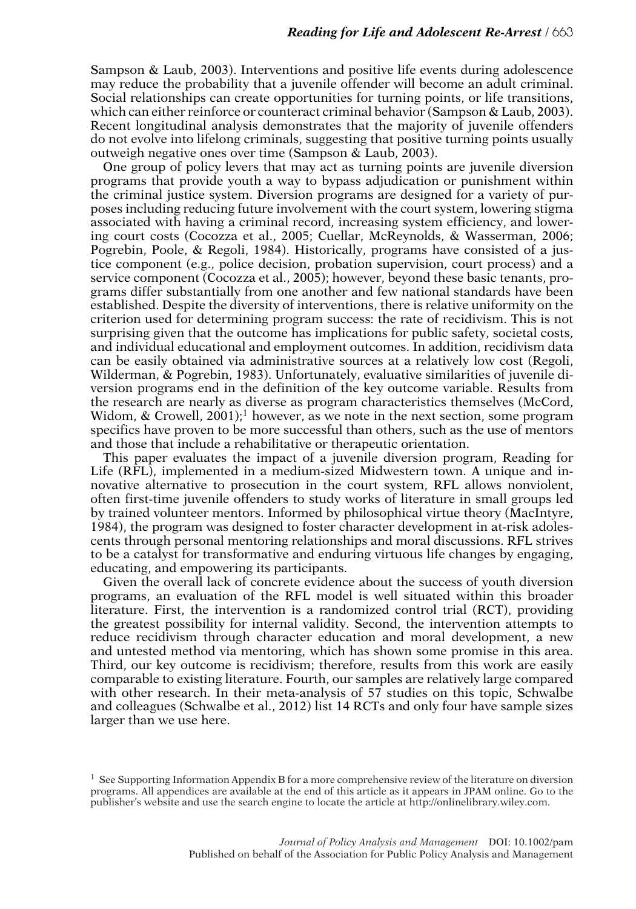Sampson & Laub, 2003). Interventions and positive life events during adolescence may reduce the probability that a juvenile offender will become an adult criminal. Social relationships can create opportunities for turning points, or life transitions, which can either reinforce or counteract criminal behavior (Sampson & Laub, 2003). Recent longitudinal analysis demonstrates that the majority of juvenile offenders do not evolve into lifelong criminals, suggesting that positive turning points usually outweigh negative ones over time (Sampson & Laub, 2003).

One group of policy levers that may act as turning points are juvenile diversion programs that provide youth a way to bypass adjudication or punishment within the criminal justice system. Diversion programs are designed for a variety of purposes including reducing future involvement with the court system, lowering stigma associated with having a criminal record, increasing system efficiency, and lowering court costs (Cocozza et al., 2005; Cuellar, McReynolds, & Wasserman, 2006; Pogrebin, Poole, & Regoli, 1984). Historically, programs have consisted of a justice component (e.g., police decision, probation supervision, court process) and a service component (Cocozza et al., 2005); however, beyond these basic tenants, programs differ substantially from one another and few national standards have been established. Despite the diversity of interventions, there is relative uniformity on the criterion used for determining program success: the rate of recidivism. This is not surprising given that the outcome has implications for public safety, societal costs, and individual educational and employment outcomes. In addition, recidivism data can be easily obtained via administrative sources at a relatively low cost (Regoli, Wilderman, & Pogrebin, 1983). Unfortunately, evaluative similarities of juvenile diversion programs end in the definition of the key outcome variable. Results from the research are nearly as diverse as program characteristics themselves (McCord, Widom, & Crowell, 2001);[1] however, as we note in the next section, some program specifics have proven to be more successful than others, such as the use of mentors and those that include a rehabilitative or therapeutic orientation.

This paper evaluates the impact of a juvenile diversion program, Reading for Life (RFL), implemented in a medium-sized Midwestern town. A unique and innovative alternative to prosecution in the court system, RFL allows nonviolent, often first-time juvenile offenders to study works of literature in small groups led by trained volunteer mentors. Informed by philosophical virtue theory (MacIntyre, 1984), the program was designed to foster character development in at-risk adolescents through personal mentoring relationships and moral discussions. RFL strives to be a catalyst for transformative and enduring virtuous life changes by engaging, educating, and empowering its participants.

Given the overall lack of concrete evidence about the success of youth diversion programs, an evaluation of the RFL model is well situated within this broader literature. First, the intervention is a randomized control trial (RCT), providing the greatest possibility for internal validity. Second, the intervention attempts to reduce recidivism through character education and moral development, a new and untested method via mentoring, which has shown some promise in this area. Third, our key outcome is recidivism; therefore, results from this work are easily comparable to existing literature. Fourth, our samples are relatively large compared with other research. In their meta-analysis of 57 studies on this topic, Schwalbe and colleagues (Schwalbe et al., 2012) list 14 RCTs and only four have sample sizes larger than we use here.

[1] See Supporting Information Appendix B for a more comprehensive review of the literature on diversion programs. All appendices are available at the end of this article as it appears in JPAM online. Go to the publisher's website and use the search engine to locate the article at http://onlinelibrary.wiley.com.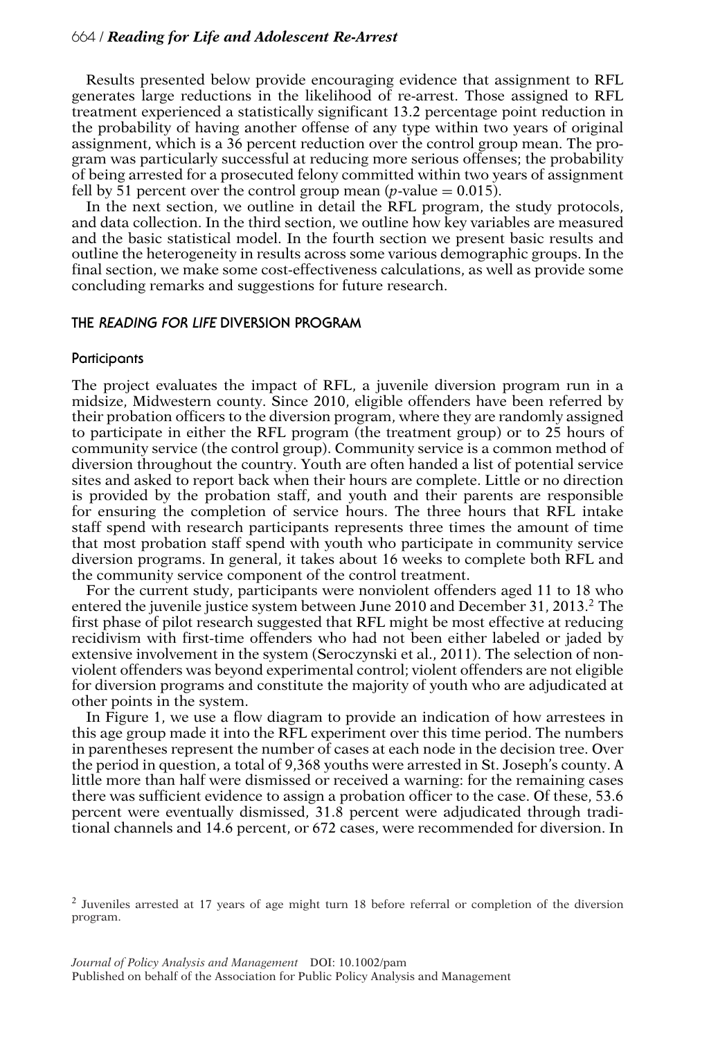Results presented below provide encouraging evidence that assignment to RFL generates large reductions in the likelihood of re-arrest. Those assigned to RFL treatment experienced a statistically significant 13.2 percentage point reduction in the probability of having another offense of any type within two years of original assignment, which is a 36 percent reduction over the control group mean. The program was particularly successful at reducing more serious offenses; the probability of being arrested for a prosecuted felony committed within two years of assignment fell by 51 percent over the control group mean ($p$-value = 0.015).

In the next section, we outline in detail the RFL program, the study protocols, and data collection. In the third section, we outline how key variables are measured and the basic statistical model. In the fourth section we present basic results and outline the heterogeneity in results across some various demographic groups. In the final section, we make some cost-effectiveness calculations, as well as provide some concluding remarks and suggestions for future research.

## THE *READING FOR LIFE* DIVERSION PROGRAM

### Participants

The project evaluates the impact of RFL, a juvenile diversion program run in a midsize, Midwestern county. Since 2010, eligible offenders have been referred by their probation officers to the diversion program, where they are randomly assigned to participate in either the RFL program (the treatment group) or to 25 hours of community service (the control group). Community service is a common method of diversion throughout the country. Youth are often handed a list of potential service sites and asked to report back when their hours are complete. Little or no direction is provided by the probation staff, and youth and their parents are responsible for ensuring the completion of service hours. The three hours that RFL intake staff spend with research participants represents three times the amount of time that most probation staff spend with youth who participate in community service diversion programs. In general, it takes about 16 weeks to complete both RFL and the community service component of the control treatment.

For the current study, participants were nonviolent offenders aged 11 to 18 who entered the juvenile justice system between June 2010 and December 31, 2013.[2] The first phase of pilot research suggested that RFL might be most effective at reducing recidivism with first-time offenders who had not been either labeled or jaded by extensive involvement in the system (Seroczynski et al., 2011). The selection of nonviolent offenders was beyond experimental control; violent offenders are not eligible for diversion programs and constitute the majority of youth who are adjudicated at other points in the system.

In Figure 1, we use a flow diagram to provide an indication of how arrestees in this age group made it into the RFL experiment over this time period. The numbers in parentheses represent the number of cases at each node in the decision tree. Over the period in question, a total of 9,368 youths were arrested in St. Joseph's county. A little more than half were dismissed or received a warning: for the remaining cases there was sufficient evidence to assign a probation officer to the case. Of these, 53.6 percent were eventually dismissed, 31.8 percent were adjudicated through traditional channels and 14.6 percent, or 672 cases, were recommended for diversion. In

[2] Juveniles arrested at 17 years of age might turn 18 before referral or completion of the diversion program.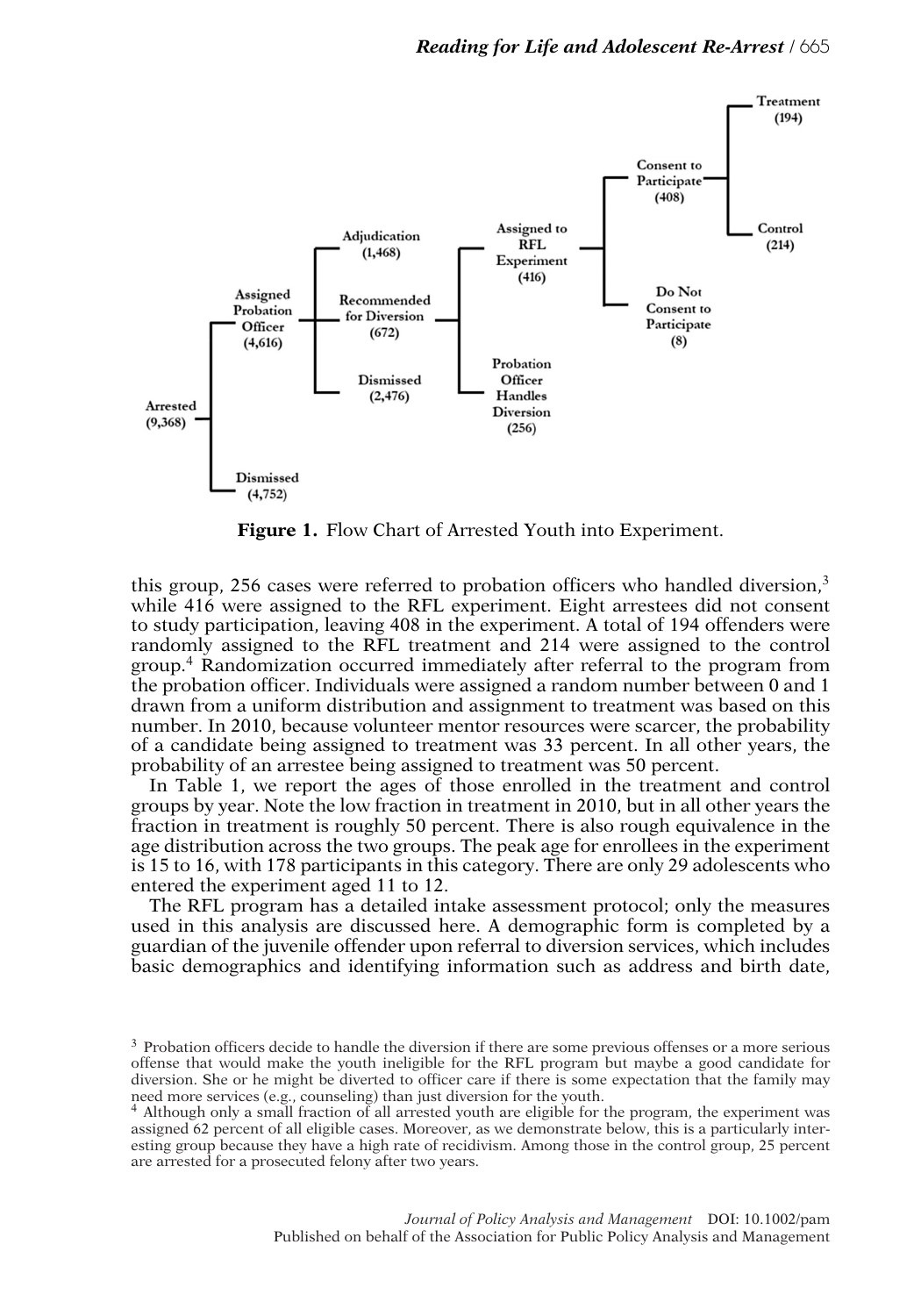**Figure 1.** Flow Chart of Arrested Youth into Experiment.

this group, 256 cases were referred to probation officers who handled diversion,[3] while 416 were assigned to the RFL experiment. Eight arrestees did not consent to study participation, leaving 408 in the experiment. A total of 194 offenders were randomly assigned to the RFL treatment and 214 were assigned to the control group.[4] Randomization occurred immediately after referral to the program from the probation officer. Individuals were assigned a random number between 0 and 1 drawn from a uniform distribution and assignment to treatment was based on this number. In 2010, because volunteer mentor resources were scarcer, the probability of a candidate being assigned to treatment was 33 percent. In all other years, the probability of an arrestee being assigned to treatment was 50 percent.

In Table 1, we report the ages of those enrolled in the treatment and control groups by year. Note the low fraction in treatment in 2010, but in all other years the fraction in treatment is roughly 50 percent. There is also rough equivalence in the age distribution across the two groups. The peak age for enrollees in the experiment is 15 to 16, with 178 participants in this category. There are only 29 adolescents who entered the experiment aged 11 to 12.

The RFL program has a detailed intake assessment protocol; only the measures used in this analysis are discussed here. A demographic form is completed by a guardian of the juvenile offender upon referral to diversion services, which includes basic demographics and identifying information such as address and birth date,

[3] Probation officers decide to handle the diversion if there are some previous offenses or a more serious offense that would make the youth ineligible for the RFL program but maybe a good candidate for diversion. She or he might be diverted to officer care if there is some expectation that the family may need more services (e.g., counseling) than just diversion for the youth.

[4] Although only a small fraction of all arrested youth are eligible for the program, the experiment was assigned 62 percent of all eligible cases. Moreover, as we demonstrate below, this is a particularly interesting group because they have a high rate of recidivism. Among those in the control group, 25 percent are arrested for a prosecuted felony after two years.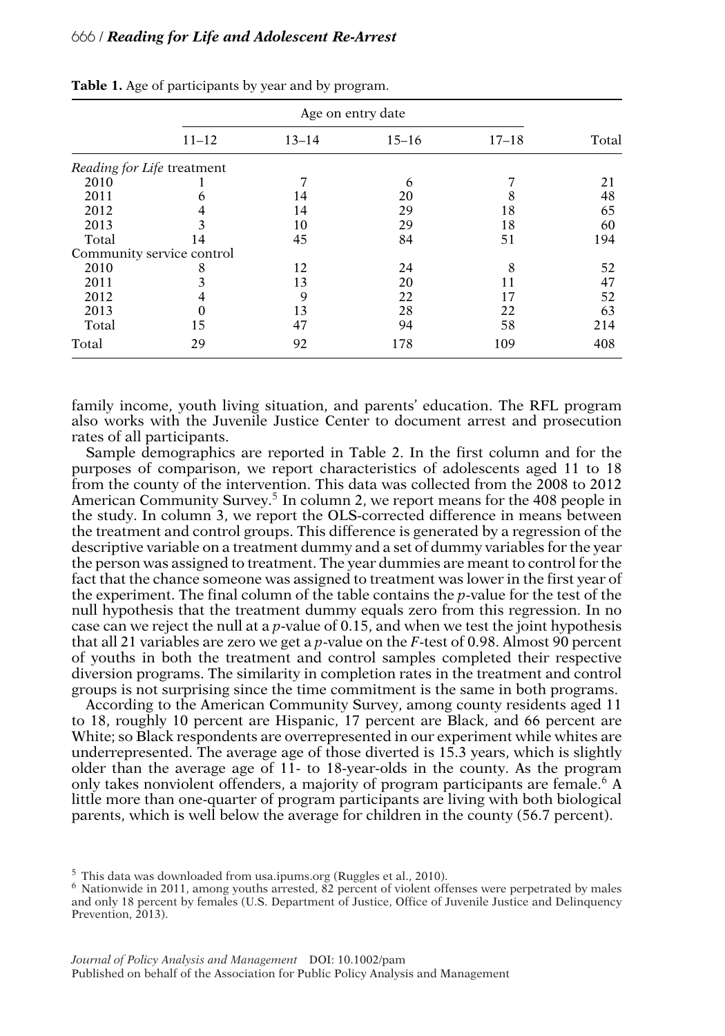**Table 1.** Age of participants by year and by program.

| | Age on entry date | | | | |
|---|---|---|---|---|---|
| | 11–12 | 13–14 | 15–16 | 17–18 | Total |
| *Reading for Life* treatment | | | | | |
| 2010 | 1 | 7 | 6 | 7 | 21 |
| 2011 | 6 | 14 | 20 | 8 | 48 |
| 2012 | 4 | 14 | 29 | 18 | 65 |
| 2013 | 3 | 10 | 29 | 18 | 60 |
| Total | 14 | 45 | 84 | 51 | 194 |
| Community service control | | | | | |
| 2010 | 8 | 12 | 24 | 8 | 52 |
| 2011 | 3 | 13 | 20 | 11 | 47 |
| 2012 | 4 | 9 | 22 | 17 | 52 |
| 2013 | 0 | 13 | 28 | 22 | 63 |
| Total | 15 | 47 | 94 | 58 | 214 |
| Total | 29 | 92 | 178 | 109 | 408 |

family income, youth living situation, and parents' education. The RFL program also works with the Juvenile Justice Center to document arrest and prosecution rates of all participants.

Sample demographics are reported in Table 2. In the first column and for the purposes of comparison, we report characteristics of adolescents aged 11 to 18 from the county of the intervention. This data was collected from the 2008 to 2012 American Community Survey.[5] In column 2, we report means for the 408 people in the study. In column 3, we report the OLS-corrected difference in means between the treatment and control groups. This difference is generated by a regression of the descriptive variable on a treatment dummy and a set of dummy variables for the year the person was assigned to treatment. The year dummies are meant to control for the fact that the chance someone was assigned to treatment was lower in the first year of the experiment. The final column of the table contains the *p*-value for the test of the null hypothesis that the treatment dummy equals zero from this regression. In no case can we reject the null at a *p*-value of 0.15, and when we test the joint hypothesis that all 21 variables are zero we get a *p*-value on the *F*-test of 0.98. Almost 90 percent of youths in both the treatment and control samples completed their respective diversion programs. The similarity in completion rates in the treatment and control groups is not surprising since the time commitment is the same in both programs.

According to the American Community Survey, among county residents aged 11 to 18, roughly 10 percent are Hispanic, 17 percent are Black, and 66 percent are White; so Black respondents are overrepresented in our experiment while whites are underrepresented. The average age of those diverted is 15.3 years, which is slightly older than the average age of 11- to 18-year-olds in the county. As the program only takes nonviolent offenders, a majority of program participants are female.[6] A little more than one-quarter of program participants are living with both biological parents, which is well below the average for children in the county (56.7 percent).

[5] This data was downloaded from usa.ipums.org (Ruggles et al., 2010).

[6] Nationwide in 2011, among youths arrested, 82 percent of violent offenses were perpetrated by males and only 18 percent by females (U.S. Department of Justice, Office of Juvenile Justice and Delinquency Prevention, 2013).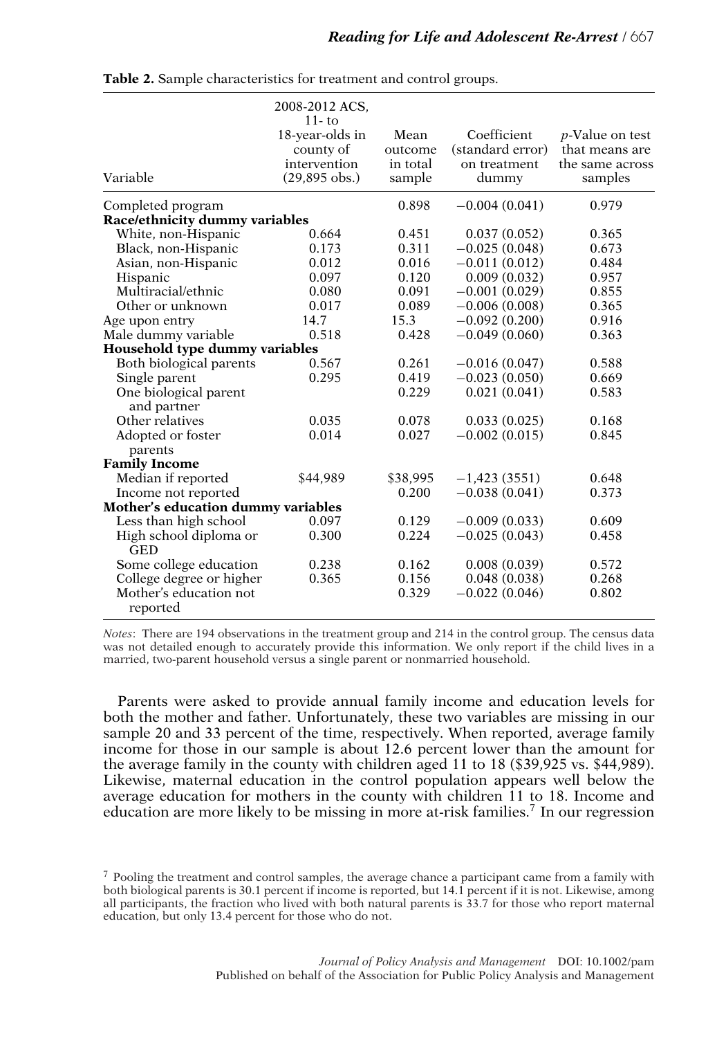**Table 2.** Sample characteristics for treatment and control groups.

| Variable | 2008-2012 ACS, 11- to 18-year-olds in county of intervention (29,895 obs.) | Mean outcome in total sample | Coefficient (standard error) on treatment dummy | *p*-Value on test that means are the same across samples |
|---|---|---|---|---|
| Completed program | | 0.898 | −0.004 (0.041) | 0.979 |
| **Race/ethnicity dummy variables** | | | | |
| White, non-Hispanic | 0.664 | 0.451 | 0.037 (0.052) | 0.365 |
| Black, non-Hispanic | 0.173 | 0.311 | −0.025 (0.048) | 0.673 |
| Asian, non-Hispanic | 0.012 | 0.016 | −0.011 (0.012) | 0.484 |
| Hispanic | 0.097 | 0.120 | 0.009 (0.032) | 0.957 |
| Multiracial/ethnic | 0.080 | 0.091 | −0.001 (0.029) | 0.855 |
| Other or unknown | 0.017 | 0.089 | −0.006 (0.008) | 0.365 |
| Age upon entry | 14.7 | 15.3 | −0.092 (0.200) | 0.916 |
| Male dummy variable | 0.518 | 0.428 | −0.049 (0.060) | 0.363 |
| **Household type dummy variables** | | | | |
| Both biological parents | 0.567 | 0.261 | −0.016 (0.047) | 0.588 |
| Single parent | 0.295 | 0.419 | −0.023 (0.050) | 0.669 |
| One biological parent and partner | | 0.229 | 0.021 (0.041) | 0.583 |
| Other relatives | 0.035 | 0.078 | 0.033 (0.025) | 0.168 |
| Adopted or foster parents | 0.014 | 0.027 | −0.002 (0.015) | 0.845 |
| **Family Income** | | | | |
| Median if reported | $44,989 | $38,995 | −1,423 (3551) | 0.648 |
| Income not reported | | 0.200 | −0.038 (0.041) | 0.373 |
| **Mother's education dummy variables** | | | | |
| Less than high school | 0.097 | 0.129 | −0.009 (0.033) | 0.609 |
| High school diploma or GED | 0.300 | 0.224 | −0.025 (0.043) | 0.458 |
| Some college education | 0.238 | 0.162 | 0.008 (0.039) | 0.572 |
| College degree or higher | 0.365 | 0.156 | 0.048 (0.038) | 0.268 |
| Mother's education not reported | | 0.329 | −0.022 (0.046) | 0.802 |

*Notes*: There are 194 observations in the treatment group and 214 in the control group. The census data was not detailed enough to accurately provide this information. We only report if the child lives in a married, two-parent household versus a single parent or nonmarried household.

Parents were asked to provide annual family income and education levels for both the mother and father. Unfortunately, these two variables are missing in our sample 20 and 33 percent of the time, respectively. When reported, average family income for those in our sample is about 12.6 percent lower than the amount for the average family in the county with children aged 11 to 18 ($39,925 vs. $44,989). Likewise, maternal education in the control population appears well below the average education for mothers in the county with children 11 to 18. Income and education are more likely to be missing in more at-risk families.[7] In our regression

[7] Pooling the treatment and control samples, the average chance a participant came from a family with both biological parents is 30.1 percent if income is reported, but 14.1 percent if it is not. Likewise, among all participants, the fraction who lived with both natural parents is 33.7 for those who report maternal education, but only 13.4 percent for those who do not.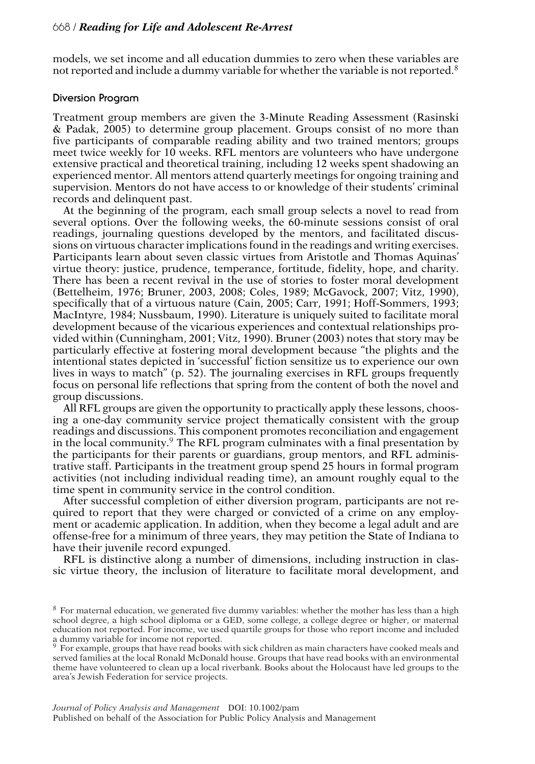models, we set income and all education dummies to zero when these variables are not reported and include a dummy variable for whether the variable is not reported.[8]

## Diversion Program

Treatment group members are given the 3-Minute Reading Assessment (Rasinski & Padak, 2005) to determine group placement. Groups consist of no more than five participants of comparable reading ability and two trained mentors; groups meet twice weekly for 10 weeks. RFL mentors are volunteers who have undergone extensive practical and theoretical training, including 12 weeks spent shadowing an experienced mentor. All mentors attend quarterly meetings for ongoing training and supervision. Mentors do not have access to or knowledge of their students' criminal records and delinquent past.

At the beginning of the program, each small group selects a novel to read from several options. Over the following weeks, the 60-minute sessions consist of oral readings, journaling questions developed by the mentors, and facilitated discussions on virtuous character implications found in the readings and writing exercises. Participants learn about seven classic virtues from Aristotle and Thomas Aquinas' virtue theory: justice, prudence, temperance, fortitude, fidelity, hope, and charity. There has been a recent revival in the use of stories to foster moral development (Bettelheim, 1976; Bruner, 2003, 2008; Coles, 1989; McGavock, 2007; Vitz, 1990), specifically that of a virtuous nature (Cain, 2005; Carr, 1991; Hoff-Sommers, 1993; MacIntyre, 1984; Nussbaum, 1990). Literature is uniquely suited to facilitate moral development because of the vicarious experiences and contextual relationships provided within (Cunningham, 2001; Vitz, 1990). Bruner (2003) notes that story may be particularly effective at fostering moral development because "the plights and the intentional states depicted in 'successful' fiction sensitize us to experience our own lives in ways to match" (p. 52). The journaling exercises in RFL groups frequently focus on personal life reflections that spring from the content of both the novel and group discussions.

All RFL groups are given the opportunity to practically apply these lessons, choosing a one-day community service project thematically consistent with the group readings and discussions. This component promotes reconciliation and engagement in the local community.[9] The RFL program culminates with a final presentation by the participants for their parents or guardians, group mentors, and RFL administrative staff. Participants in the treatment group spend 25 hours in formal program activities (not including individual reading time), an amount roughly equal to the time spent in community service in the control condition.

After successful completion of either diversion program, participants are not required to report that they were charged or convicted of a crime on any employment or academic application. In addition, when they become a legal adult and are offense-free for a minimum of three years, they may petition the State of Indiana to have their juvenile record expunged.

RFL is distinctive along a number of dimensions, including instruction in classic virtue theory, the inclusion of literature to facilitate moral development, and

[8] For maternal education, we generated five dummy variables: whether the mother has less than a high school degree, a high school diploma or a GED, some college, a college degree or higher, or maternal education not reported. For income, we used quartile groups for those who report income and included a dummy variable for income not reported.

[9] For example, groups that have read books with sick children as main characters have cooked meals and served families at the local Ronald McDonald house. Groups that have read books with an environmental theme have volunteered to clean up a local riverbank. Books about the Holocaust have led groups to the area's Jewish Federation for service projects.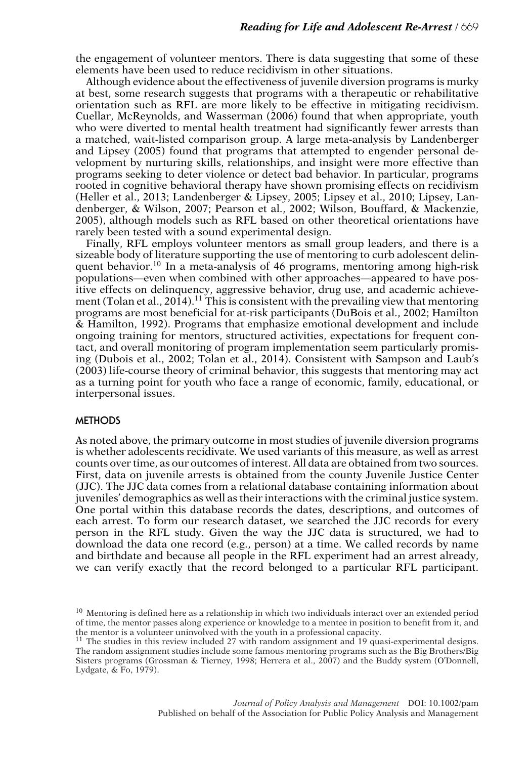the engagement of volunteer mentors. There is data suggesting that some of these elements have been used to reduce recidivism in other situations.

Although evidence about the effectiveness of juvenile diversion programs is murky at best, some research suggests that programs with a therapeutic or rehabilitative orientation such as RFL are more likely to be effective in mitigating recidivism. Cuellar, McReynolds, and Wasserman (2006) found that when appropriate, youth who were diverted to mental health treatment had significantly fewer arrests than a matched, wait-listed comparison group. A large meta-analysis by Landenberger and Lipsey (2005) found that programs that attempted to engender personal development by nurturing skills, relationships, and insight were more effective than programs seeking to deter violence or detect bad behavior. In particular, programs rooted in cognitive behavioral therapy have shown promising effects on recidivism (Heller et al., 2013; Landenberger & Lipsey, 2005; Lipsey et al., 2010; Lipsey, Landenberger, & Wilson, 2007; Pearson et al., 2002; Wilson, Bouffard, & Mackenzie, 2005), although models such as RFL based on other theoretical orientations have rarely been tested with a sound experimental design.

Finally, RFL employs volunteer mentors as small group leaders, and there is a sizeable body of literature supporting the use of mentoring to curb adolescent delinquent behavior.[10] In a meta-analysis of 46 programs, mentoring among high-risk populations—even when combined with other approaches—appeared to have positive effects on delinquency, aggressive behavior, drug use, and academic achievement (Tolan et al., 2014).[11] This is consistent with the prevailing view that mentoring programs are most beneficial for at-risk participants (DuBois et al., 2002; Hamilton & Hamilton, 1992). Programs that emphasize emotional development and include ongoing training for mentors, structured activities, expectations for frequent contact, and overall monitoring of program implementation seem particularly promising (Dubois et al., 2002; Tolan et al., 2014). Consistent with Sampson and Laub's (2003) life-course theory of criminal behavior, this suggests that mentoring may act as a turning point for youth who face a range of economic, family, educational, or interpersonal issues.

## METHODS

As noted above, the primary outcome in most studies of juvenile diversion programs is whether adolescents recidivate. We used variants of this measure, as well as arrest counts over time, as our outcomes of interest. All data are obtained from two sources. First, data on juvenile arrests is obtained from the county Juvenile Justice Center (JJC). The JJC data comes from a relational database containing information about juveniles' demographics as well as their interactions with the criminal justice system. One portal within this database records the dates, descriptions, and outcomes of each arrest. To form our research dataset, we searched the JJC records for every person in the RFL study. Given the way the JJC data is structured, we had to download the data one record (e.g., person) at a time. We called records by name and birthdate and because all people in the RFL experiment had an arrest already, we can verify exactly that the record belonged to a particular RFL participant.

[10] Mentoring is defined here as a relationship in which two individuals interact over an extended period of time, the mentor passes along experience or knowledge to a mentee in position to benefit from it, and the mentor is a volunteer uninvolved with the youth in a professional capacity.

[11] The studies in this review included 27 with random assignment and 19 quasi-experimental designs. The random assignment studies include some famous mentoring programs such as the Big Brothers/Big Sisters programs (Grossman & Tierney, 1998; Herrera et al., 2007) and the Buddy system (O'Donnell, Lydgate, & Fo, 1979).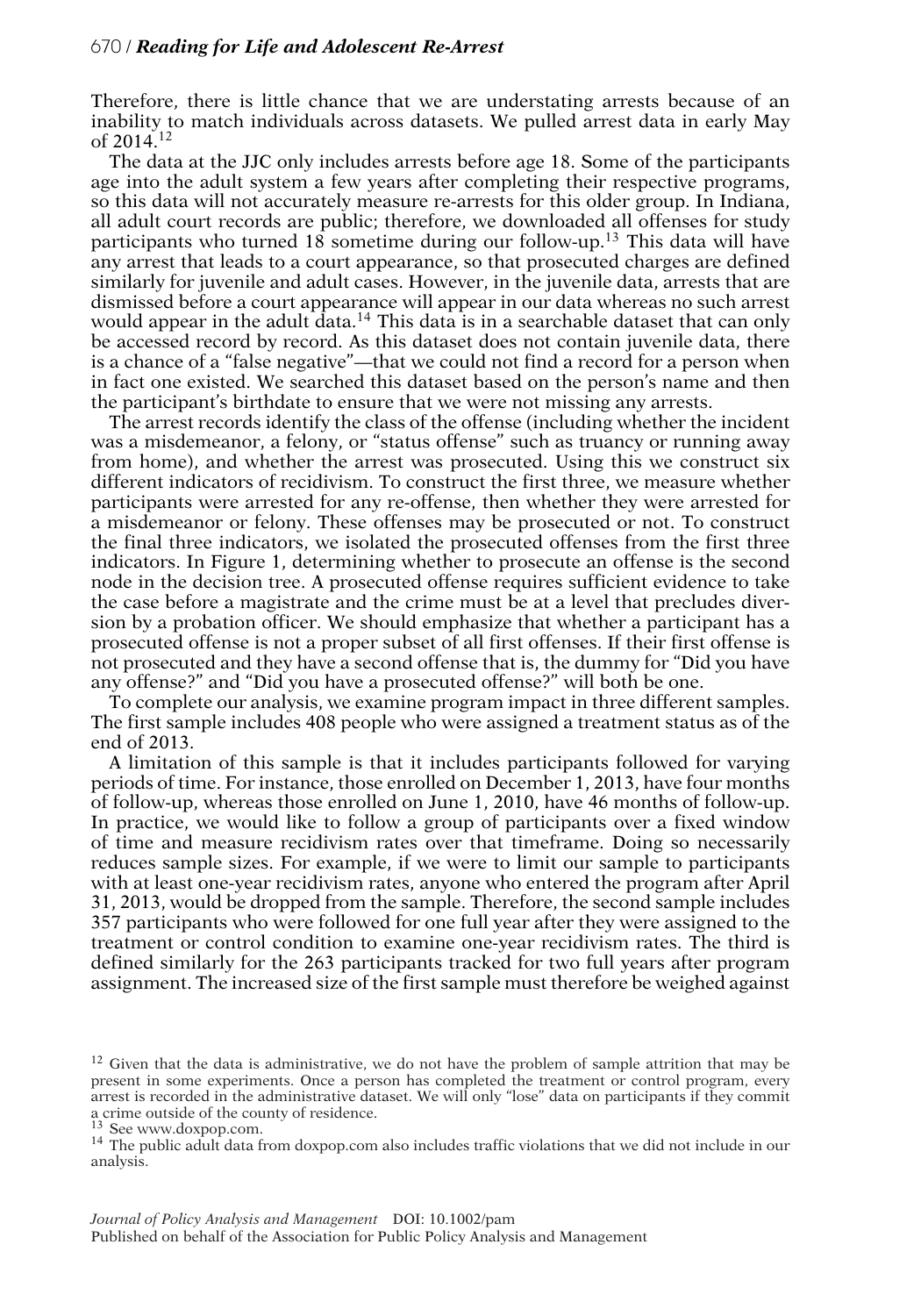Therefore, there is little chance that we are understating arrests because of an inability to match individuals across datasets. We pulled arrest data in early May of 2014.[12]

The data at the JJC only includes arrests before age 18. Some of the participants age into the adult system a few years after completing their respective programs, so this data will not accurately measure re-arrests for this older group. In Indiana, all adult court records are public; therefore, we downloaded all offenses for study participants who turned 18 sometime during our follow-up.[13] This data will have any arrest that leads to a court appearance, so that prosecuted charges are defined similarly for juvenile and adult cases. However, in the juvenile data, arrests that are dismissed before a court appearance will appear in our data whereas no such arrest would appear in the adult data.[14] This data is in a searchable dataset that can only be accessed record by record. As this dataset does not contain juvenile data, there is a chance of a "false negative"—that we could not find a record for a person when in fact one existed. We searched this dataset based on the person's name and then the participant's birthdate to ensure that we were not missing any arrests.

The arrest records identify the class of the offense (including whether the incident was a misdemeanor, a felony, or "status offense" such as truancy or running away from home), and whether the arrest was prosecuted. Using this we construct six different indicators of recidivism. To construct the first three, we measure whether participants were arrested for any re-offense, then whether they were arrested for a misdemeanor or felony. These offenses may be prosecuted or not. To construct the final three indicators, we isolated the prosecuted offenses from the first three indicators. In Figure 1, determining whether to prosecute an offense is the second node in the decision tree. A prosecuted offense requires sufficient evidence to take the case before a magistrate and the crime must be at a level that precludes diversion by a probation officer. We should emphasize that whether a participant has a prosecuted offense is not a proper subset of all first offenses. If their first offense is not prosecuted and they have a second offense that is, the dummy for "Did you have any offense?" and "Did you have a prosecuted offense?" will both be one.

To complete our analysis, we examine program impact in three different samples. The first sample includes 408 people who were assigned a treatment status as of the end of 2013.

A limitation of this sample is that it includes participants followed for varying periods of time. For instance, those enrolled on December 1, 2013, have four months of follow-up, whereas those enrolled on June 1, 2010, have 46 months of follow-up. In practice, we would like to follow a group of participants over a fixed window of time and measure recidivism rates over that timeframe. Doing so necessarily reduces sample sizes. For example, if we were to limit our sample to participants with at least one-year recidivism rates, anyone who entered the program after April 31, 2013, would be dropped from the sample. Therefore, the second sample includes 357 participants who were followed for one full year after they were assigned to the treatment or control condition to examine one-year recidivism rates. The third is defined similarly for the 263 participants tracked for two full years after program assignment. The increased size of the first sample must therefore be weighed against

[12] Given that the data is administrative, we do not have the problem of sample attrition that may be present in some experiments. Once a person has completed the treatment or control program, every arrest is recorded in the administrative dataset. We will only "lose" data on participants if they commit a crime outside of the county of residence.

[13] See www.doxpop.com.

[14] The public adult data from doxpop.com also includes traffic violations that we did not include in our analysis.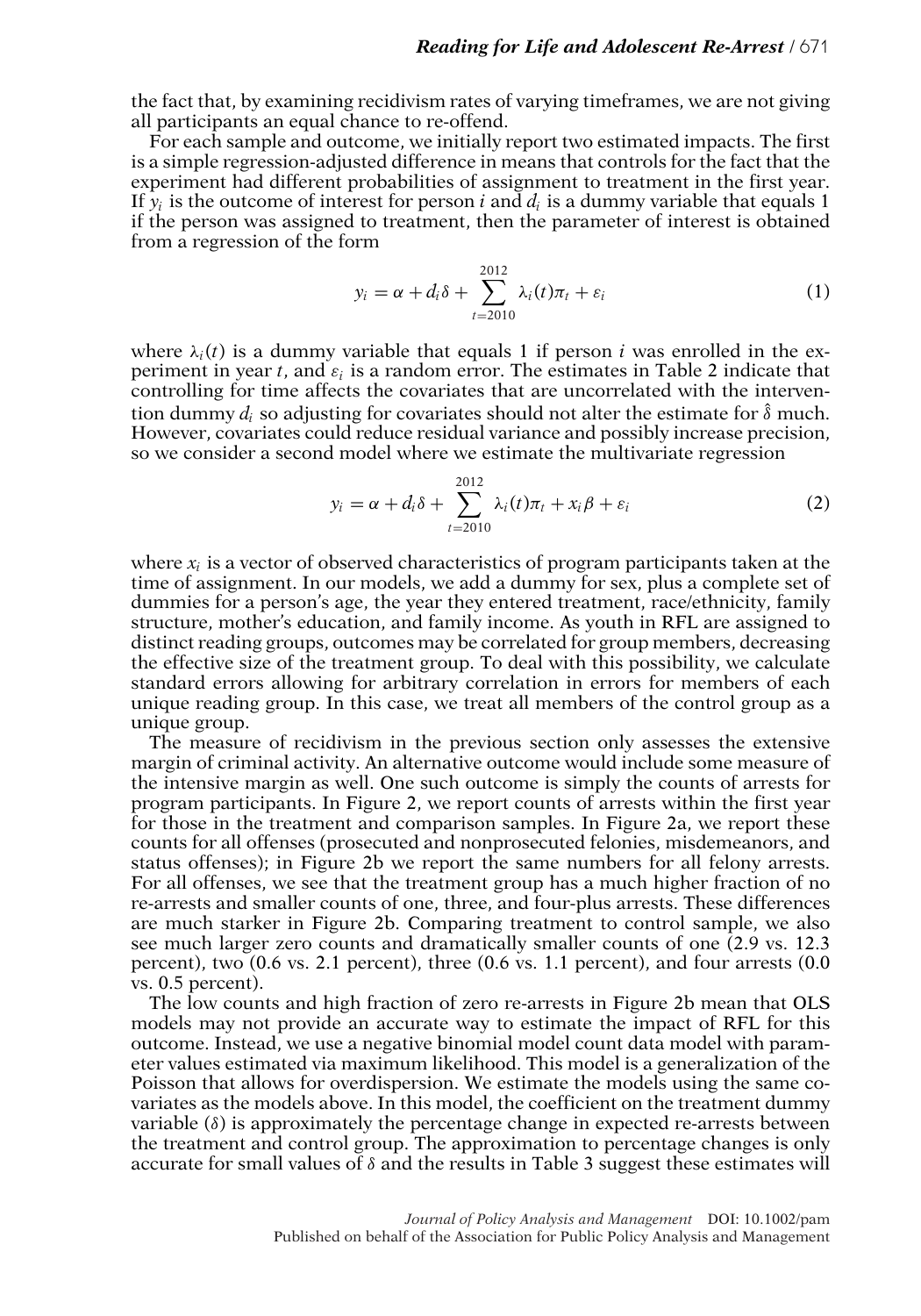the fact that, by examining recidivism rates of varying timeframes, we are not giving all participants an equal chance to re-offend.

For each sample and outcome, we initially report two estimated impacts. The first is a simple regression-adjusted difference in means that controls for the fact that the experiment had different probabilities of assignment to treatment in the first year. If $y_i$ is the outcome of interest for person $i$ and $d_i$ is a dummy variable that equals 1 if the person was assigned to treatment, then the parameter of interest is obtained from a regression of the form

$$y_i = \alpha + d_i\delta + \sum_{t=2010}^{2012} \lambda_i(t)\pi_t + \varepsilon_i \tag{1}$$

where $\lambda_i(t)$ is a dummy variable that equals 1 if person $i$ was enrolled in the experiment in year $t$, and $\varepsilon_i$ is a random error. The estimates in Table 2 indicate that controlling for time affects the covariates that are uncorrelated with the intervention dummy $d_i$ so adjusting for covariates should not alter the estimate for $\hat{\delta}$ much. However, covariates could reduce residual variance and possibly increase precision, so we consider a second model where we estimate the multivariate regression

$$y_i = \alpha + d_i\delta + \sum_{t=2010}^{2012} \lambda_i(t)\pi_t + x_i\beta + \varepsilon_i \tag{2}$$

where $x_i$ is a vector of observed characteristics of program participants taken at the time of assignment. In our models, we add a dummy for sex, plus a complete set of dummies for a person's age, the year they entered treatment, race/ethnicity, family structure, mother's education, and family income. As youth in RFL are assigned to distinct reading groups, outcomes may be correlated for group members, decreasing the effective size of the treatment group. To deal with this possibility, we calculate standard errors allowing for arbitrary correlation in errors for members of each unique reading group. In this case, we treat all members of the control group as a unique group.

The measure of recidivism in the previous section only assesses the extensive margin of criminal activity. An alternative outcome would include some measure of the intensive margin as well. One such outcome is simply the counts of arrests for program participants. In Figure 2, we report counts of arrests within the first year for those in the treatment and comparison samples. In Figure 2a, we report these counts for all offenses (prosecuted and nonprosecuted felonies, misdemeanors, and status offenses); in Figure 2b we report the same numbers for all felony arrests. For all offenses, we see that the treatment group has a much higher fraction of no re-arrests and smaller counts of one, three, and four-plus arrests. These differences are much starker in Figure 2b. Comparing treatment to control sample, we also see much larger zero counts and dramatically smaller counts of one (2.9 vs. 12.3 percent), two (0.6 vs. 2.1 percent), three (0.6 vs. 1.1 percent), and four arrests (0.0 vs. 0.5 percent).

The low counts and high fraction of zero re-arrests in Figure 2b mean that OLS models may not provide an accurate way to estimate the impact of RFL for this outcome. Instead, we use a negative binomial model count data model with parameter values estimated via maximum likelihood. This model is a generalization of the Poisson that allows for overdispersion. We estimate the models using the same covariates as the models above. In this model, the coefficient on the treatment dummy variable ($\delta$) is approximately the percentage change in expected re-arrests between the treatment and control group. The approximation to percentage changes is only accurate for small values of $\delta$ and the results in Table 3 suggest these estimates will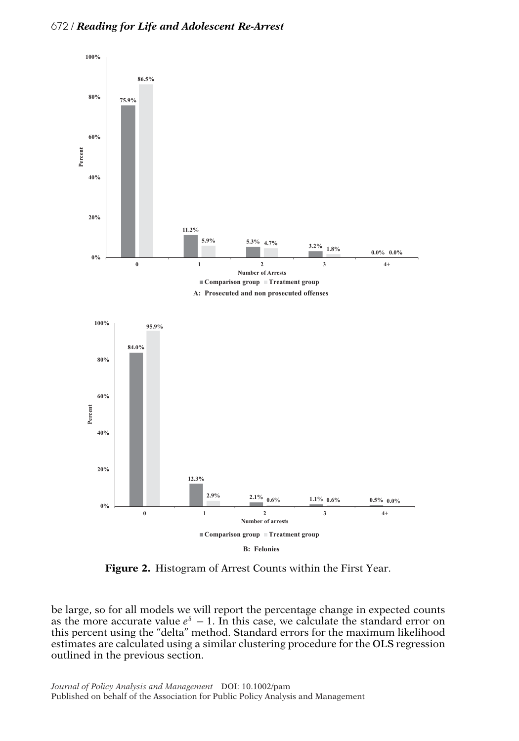**A: Prosecuted and non prosecuted offenses**

| Number of Arrests | Comparison group | Treatment group |
|---|---|---|
| 0 | 75.9% | 86.5% |
| 1 | 11.2% | 5.9% |
| 2 | 5.3% | 4.7% |
| 3 | 3.2% | 1.8% |
| 4+ | 0.0% | 0.0% |

**B: Felonies**

| Number of arrests | Comparison group | Treatment group |
|---|---|---|
| 0 | 84.0% | 95.9% |
| 1 | 12.3% | 2.9% |
| 2 | 2.1% | 0.6% |
| 3 | 1.1% | 0.6% |
| 4+ | 0.5% | 0.0% |

**Figure 2.** Histogram of Arrest Counts within the First Year.

be large, so for all models we will report the percentage change in expected counts as the more accurate value $e^{\delta} - 1$. In this case, we calculate the standard error on this percent using the "delta" method. Standard errors for the maximum likelihood estimates are calculated using a similar clustering procedure for the OLS regression outlined in the previous section.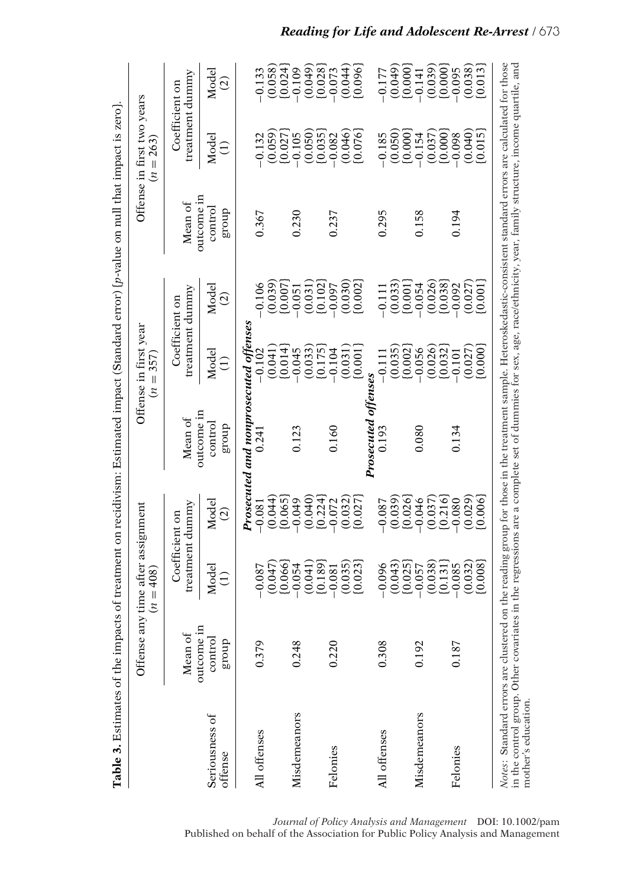**Table 3.** Estimates of the impacts of treatment on recidivism: Estimated impact (Standard error) {p-value on null that impact is zero}.

| Seriousness of offense | Offense any time after assignment ($n = 408$) | | | Offense in first year ($n = 357$) | | | Offense in first two years ($n = 263$) | | |
|---|---|---|---|---|---|---|---|---|---|
| | Mean of outcome in control group | Coefficient on treatment dummy | | Mean of outcome in control group | Coefficient on treatment dummy | | Mean of outcome in control group | Coefficient on treatment dummy | |
| | | Model (1) | Model (2) | | Model (1) | Model (2) | | Model (1) | Model (2) |
| ***Prosecuted and nonprosecuted offenses*** | | | | | | | | | |
| All offenses | 0.379 | −0.087 (0.047) {0.066} | −0.081 (0.044) {0.065} | 0.241 | −0.102 (0.041) {0.014} | −0.106 (0.039) {0.007} | 0.367 | −0.132 (0.059) {0.027} | −0.133 (0.058) {0.024} |
| Misdemeanors | 0.248 | −0.054 (0.041) {0.189} | −0.049 (0.040) {0.224} | 0.123 | −0.045 (0.033) {0.175} | −0.051 (0.031) {0.102} | 0.230 | −0.105 (0.050) {0.035} | −0.109 (0.049) {0.028} |
| Felonies | 0.220 | −0.081 (0.035) {0.023} | −0.072 (0.032) {0.027} | 0.160 | −0.104 (0.031) {0.001} | −0.097 (0.030) {0.002} | 0.237 | −0.082 (0.046) {0.076} | −0.073 (0.044) {0.096} |
| ***Prosecuted offenses*** | | | | | | | | | |
| All offenses | 0.308 | −0.096 (0.043) {0.025} | −0.087 (0.039) {0.026} | 0.193 | −0.111 (0.035) {0.002} | −0.111 (0.033) {0.001} | 0.295 | −0.185 (0.050) {0.000} | −0.177 (0.049) {0.000} |
| Misdemeanors | 0.192 | −0.057 (0.038) {0.131} | −0.046 (0.037) {0.216} | 0.080 | −0.056 (0.026) {0.032} | −0.054 (0.026) {0.038} | 0.158 | −0.154 (0.037) {0.000} | −0.141 (0.039) {0.000} |
| Felonies | 0.187 | −0.085 (0.032) {0.008} | −0.080 (0.029) {0.006} | 0.134 | −0.101 (0.027) {0.000} | −0.092 (0.027) {0.001} | 0.194 | −0.098 (0.040) {0.015} | −0.095 (0.038) {0.013} |

*Notes*: Standard errors are clustered on the reading group for those in the treatment sample. Heteroskedastic-consistent standard errors are calculated for those in the control group. Other covariates in the regressions are a complete set of dummies for sex, age, race/ethnicity, year, family structure, income quartile, and mother's education.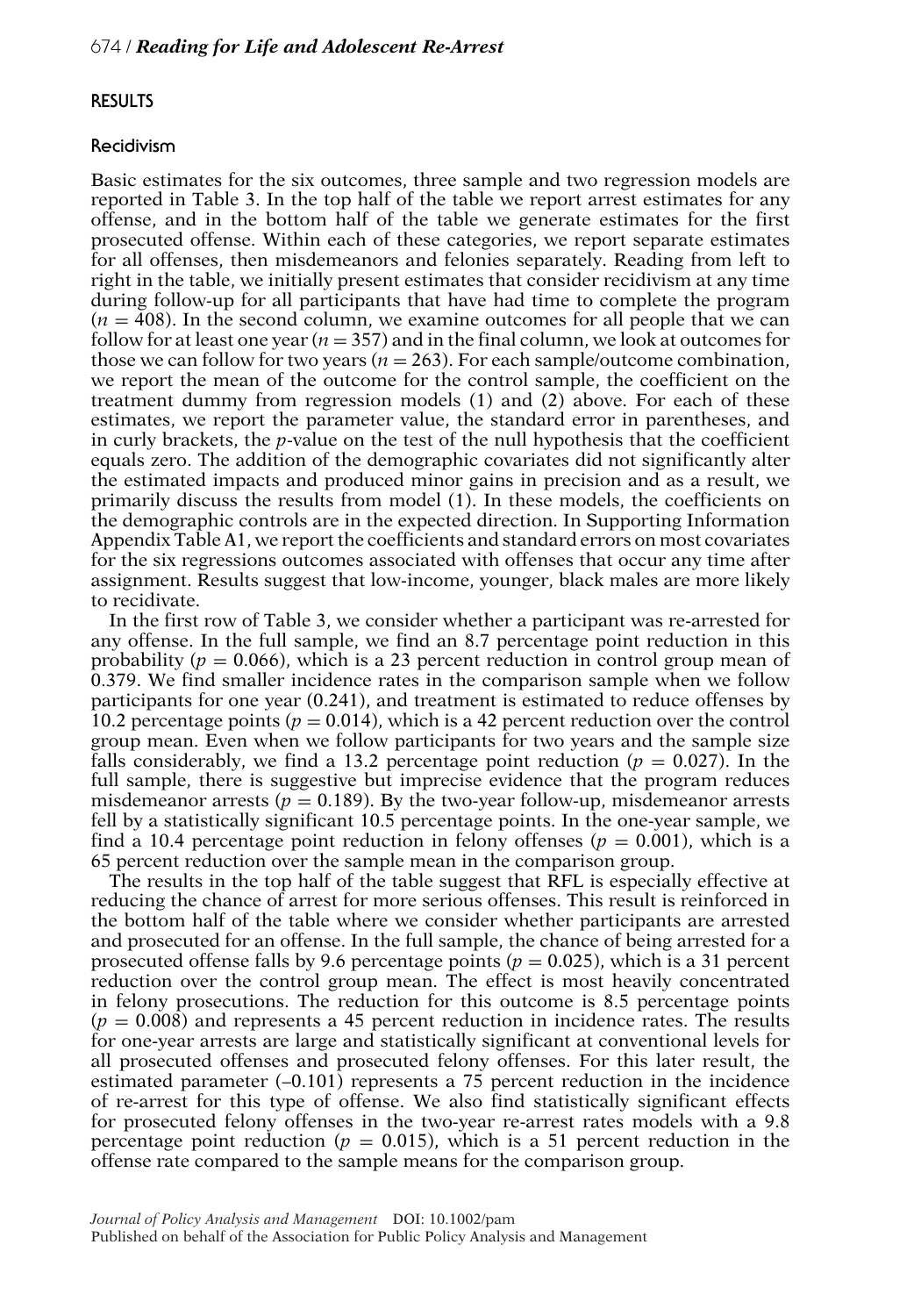## RESULTS

### Recidivism

Basic estimates for the six outcomes, three sample and two regression models are reported in Table 3. In the top half of the table we report arrest estimates for any offense, and in the bottom half of the table we generate estimates for the first prosecuted offense. Within each of these categories, we report separate estimates for all offenses, then misdemeanors and felonies separately. Reading from left to right in the table, we initially present estimates that consider recidivism at any time during follow-up for all participants that have had time to complete the program ($n = 408$). In the second column, we examine outcomes for all people that we can follow for at least one year ($n = 357$) and in the final column, we look at outcomes for those we can follow for two years ($n = 263$). For each sample/outcome combination, we report the mean of the outcome for the control sample, the coefficient on the treatment dummy from regression models (1) and (2) above. For each of these estimates, we report the parameter value, the standard error in parentheses, and in curly brackets, the $p$-value on the test of the null hypothesis that the coefficient equals zero. The addition of the demographic covariates did not significantly alter the estimated impacts and produced minor gains in precision and as a result, we primarily discuss the results from model (1). In these models, the coefficients on the demographic controls are in the expected direction. In Supporting Information Appendix Table A1, we report the coefficients and standard errors on most covariates for the six regressions outcomes associated with offenses that occur any time after assignment. Results suggest that low-income, younger, black males are more likely to recidivate.

In the first row of Table 3, we consider whether a participant was re-arrested for any offense. In the full sample, we find an 8.7 percentage point reduction in this probability ($p = 0.066$), which is a 23 percent reduction in control group mean of 0.379. We find smaller incidence rates in the comparison sample when we follow participants for one year (0.241), and treatment is estimated to reduce offenses by 10.2 percentage points ($p = 0.014$), which is a 42 percent reduction over the control group mean. Even when we follow participants for two years and the sample size falls considerably, we find a 13.2 percentage point reduction ($p = 0.027$). In the full sample, there is suggestive but imprecise evidence that the program reduces misdemeanor arrests ($p = 0.189$). By the two-year follow-up, misdemeanor arrests fell by a statistically significant 10.5 percentage points. In the one-year sample, we find a 10.4 percentage point reduction in felony offenses ($p = 0.001$), which is a 65 percent reduction over the sample mean in the comparison group.

The results in the top half of the table suggest that RFL is especially effective at reducing the chance of arrest for more serious offenses. This result is reinforced in the bottom half of the table where we consider whether participants are arrested and prosecuted for an offense. In the full sample, the chance of being arrested for a prosecuted offense falls by 9.6 percentage points ($p = 0.025$), which is a 31 percent reduction over the control group mean. The effect is most heavily concentrated in felony prosecutions. The reduction for this outcome is 8.5 percentage points ($p = 0.008$) and represents a 45 percent reduction in incidence rates. The results for one-year arrests are large and statistically significant at conventional levels for all prosecuted offenses and prosecuted felony offenses. For this later result, the estimated parameter (–0.101) represents a 75 percent reduction in the incidence of re-arrest for this type of offense. We also find statistically significant effects for prosecuted felony offenses in the two-year re-arrest rates models with a 9.8 percentage point reduction ($p = 0.015$), which is a 51 percent reduction in the offense rate compared to the sample means for the comparison group.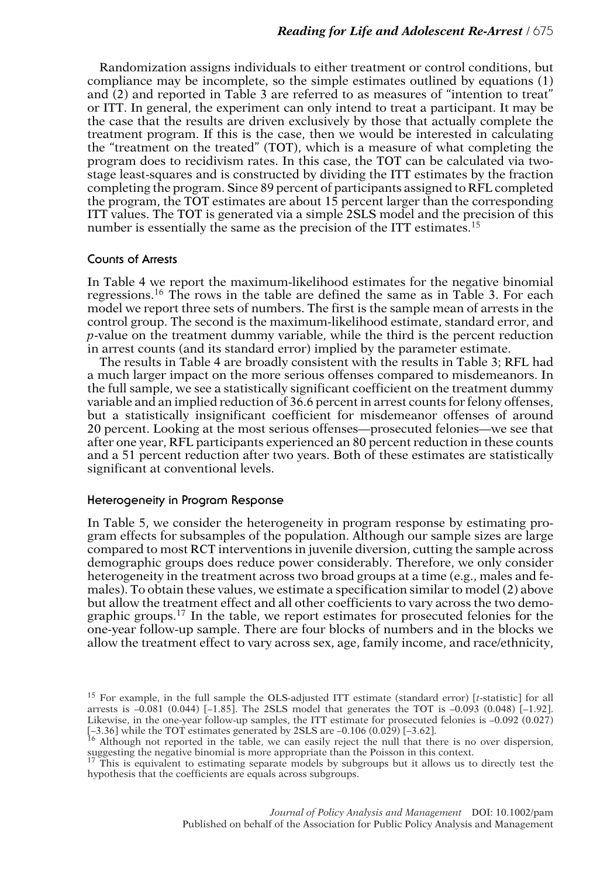Randomization assigns individuals to either treatment or control conditions, but compliance may be incomplete, so the simple estimates outlined by equations (1) and (2) and reported in Table 3 are referred to as measures of "intention to treat" or ITT. In general, the experiment can only intend to treat a participant. It may be the case that the results are driven exclusively by those that actually complete the treatment program. If this is the case, then we would be interested in calculating the "treatment on the treated" (TOT), which is a measure of what completing the program does to recidivism rates. In this case, the TOT can be calculated via two-stage least-squares and is constructed by dividing the ITT estimates by the fraction completing the program. Since 89 percent of participants assigned to RFL completed the program, the TOT estimates are about 15 percent larger than the corresponding ITT values. The TOT is generated via a simple 2SLS model and the precision of this number is essentially the same as the precision of the ITT estimates.[15]

### Counts of Arrests

In Table 4 we report the maximum-likelihood estimates for the negative binomial regressions.[16] The rows in the table are defined the same as in Table 3. For each model we report three sets of numbers. The first is the sample mean of arrests in the control group. The second is the maximum-likelihood estimate, standard error, and *p*-value on the treatment dummy variable, while the third is the percent reduction in arrest counts (and its standard error) implied by the parameter estimate.

The results in Table 4 are broadly consistent with the results in Table 3; RFL had a much larger impact on the more serious offenses compared to misdemeanors. In the full sample, we see a statistically significant coefficient on the treatment dummy variable and an implied reduction of 36.6 percent in arrest counts for felony offenses, but a statistically insignificant coefficient for misdemeanor offenses of around 20 percent. Looking at the most serious offenses—prosecuted felonies—we see that after one year, RFL participants experienced an 80 percent reduction in these counts and a 51 percent reduction after two years. Both of these estimates are statistically significant at conventional levels.

### Heterogeneity in Program Response

In Table 5, we consider the heterogeneity in program response by estimating program effects for subsamples of the population. Although our sample sizes are large compared to most RCT interventions in juvenile diversion, cutting the sample across demographic groups does reduce power considerably. Therefore, we only consider heterogeneity in the treatment across two broad groups at a time (e.g., males and females). To obtain these values, we estimate a specification similar to model (2) above but allow the treatment effect and all other coefficients to vary across the two demographic groups.[17] In the table, we report estimates for prosecuted felonies for the one-year follow-up sample. There are four blocks of numbers and in the blocks we allow the treatment effect to vary across sex, age, family income, and race/ethnicity,

---

[15] For example, in the full sample the OLS-adjusted ITT estimate (standard error) [*t*-statistic] for all arrests is –0.081 (0.044) [–1.85]. The 2SLS model that generates the TOT is –0.093 (0.048) [–1.92]. Likewise, in the one-year follow-up samples, the ITT estimate for prosecuted felonies is –0.092 (0.027) [–3.36] while the TOT estimates generated by 2SLS are –0.106 (0.029) [–3.62].

[16] Although not reported in the table, we can easily reject the null that there is no over dispersion, suggesting the negative binomial is more appropriate than the Poisson in this context.

[17] This is equivalent to estimating separate models by subgroups but it allows us to directly test the hypothesis that the coefficients are equals across subgroups.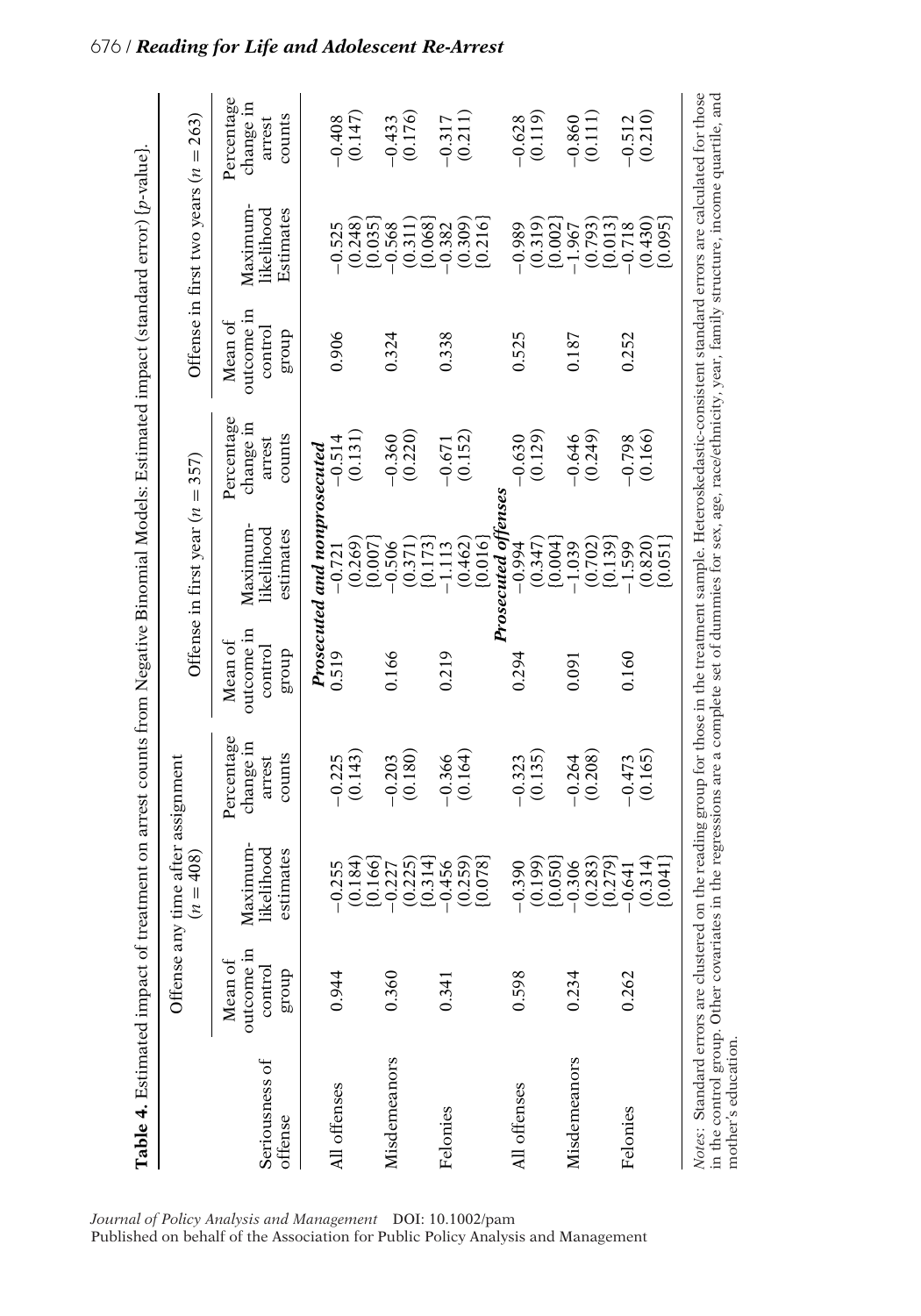**Table 4.** Estimated impact of treatment on arrest counts from Negative Binomial Models: Estimated impact (standard error) {p-value}.

| Seriousness of offense | Offense any time after assignment ($n = 408$) | | | Offense in first year ($n = 357$) | | | Offense in first two years ($n = 263$) | | |
|---|---|---|---|---|---|---|---|---|---|
| | Mean of outcome in control group | Maximum-likelihood estimates | Percentage change in arrest counts | Mean of outcome in control group | Maximum-likelihood estimates | Percentage change in arrest counts | Mean of outcome in control group | Maximum-likelihood Estimates | Percentage change in arrest counts |
| ***Prosecuted and nonprosecuted*** | | | | | | | | | |
| All offenses | 0.944 | −0.255 (0.184) {0.166} | −0.225 (0.143) | 0.519 | −0.721 (0.269) {0.007} | −0.514 (0.131) | 0.906 | −0.525 (0.248) {0.035} | −0.408 (0.147) |
| Misdemeanors | 0.360 | −0.227 (0.225) {0.314} | −0.203 (0.180) | 0.166 | −0.506 (0.371) {0.173} | −0.360 (0.220) | 0.324 | −0.568 (0.311) {0.068} | −0.433 (0.176) |
| Felonies | 0.341 | −0.456 (0.259) {0.078} | −0.366 (0.164) | 0.219 | −1.113 (0.462) {0.016} | −0.671 (0.152) | 0.338 | −0.382 (0.309) {0.216} | −0.317 (0.211) |
| ***Prosecuted offenses*** | | | | | | | | | |
| All offenses | 0.598 | −0.390 (0.199) {0.050} | −0.323 (0.135) | 0.294 | −0.994 (0.347) {0.004} | −0.630 (0.129) | 0.525 | −0.989 (0.319) {0.002} | −0.628 (0.119) |
| Misdemeanors | 0.234 | −0.306 (0.283) {0.279} | −0.264 (0.208) | 0.091 | −1.039 (0.702) {0.139} | −0.646 (0.249) | 0.187 | −1.967 (0.793) {0.013} | −0.860 (0.111) |
| Felonies | 0.262 | −0.641 (0.314) {0.041} | −0.473 (0.165) | 0.160 | −1.599 (0.820) {0.051} | −0.798 (0.166) | 0.252 | −0.718 (0.430) {0.095} | −0.512 (0.210) |

*Notes*: Standard errors are clustered on the reading group for those in the treatment sample. Heteroskedastic-consistent standard errors are calculated for those in the control group. Other covariates in the regressions are a complete set of dummies for sex, age, race/ethnicity, year, family structure, income quartile, and mother's education.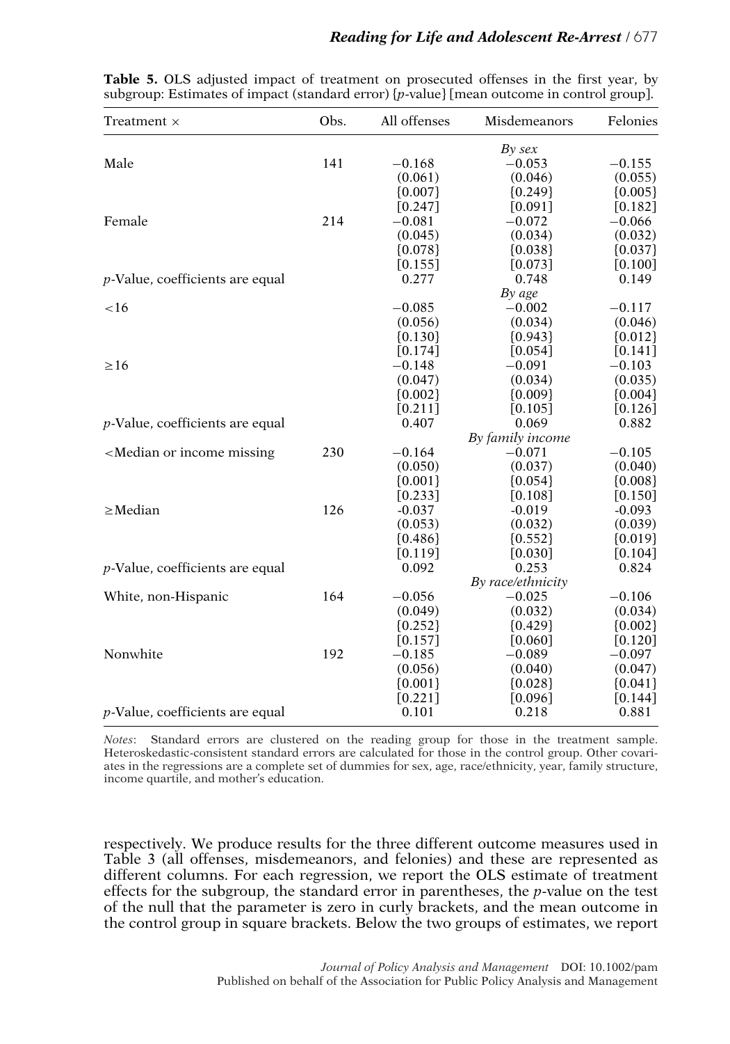**Table 5.** OLS adjusted impact of treatment on prosecuted offenses in the first year, by subgroup: Estimates of impact (standard error) {*p*-value} [mean outcome in control group].

| Treatment × | Obs. | All offenses | Misdemeanors | Felonies |
|---|---|---|---|---|
| | | | *By sex* | |
| Male | 141 | −0.168 | −0.053 | −0.155 |
| | | (0.061) | (0.046) | (0.055) |
| | | {0.007} | {0.249} | {0.005} |
| | | [0.247] | [0.091] | [0.182] |
| Female | 214 | −0.081 | −0.072 | −0.066 |
| | | (0.045) | (0.034) | (0.032) |
| | | {0.078} | {0.038} | {0.037} |
| | | [0.155] | [0.073] | [0.100] |
| *p*-Value, coefficients are equal | | 0.277 | 0.748 | 0.149 |
| | | | *By age* | |
| <16 | | −0.085 | −0.002 | −0.117 |
| | | (0.056) | (0.034) | (0.046) |
| | | {0.130} | {0.943} | {0.012} |
| | | [0.174] | [0.054] | [0.141] |
| ≥16 | | −0.148 | −0.091 | −0.103 |
| | | (0.047) | (0.034) | (0.035) |
| | | {0.002} | {0.009} | {0.004} |
| | | [0.211] | [0.105] | [0.126] |
| *p*-Value, coefficients are equal | | 0.407 | 0.069 | 0.882 |
| | | | *By family income* | |
| <Median or income missing | 230 | −0.164 | −0.071 | −0.105 |
| | | (0.050) | (0.037) | (0.040) |
| | | {0.001} | {0.054} | {0.008} |
| | | [0.233] | [0.108] | [0.150] |
| ≥Median | 126 | -0.037 | -0.019 | -0.093 |
| | | (0.053) | (0.032) | (0.039) |
| | | {0.486} | {0.552} | {0.019} |
| | | [0.119] | [0.030] | [0.104] |
| *p*-Value, coefficients are equal | | 0.092 | 0.253 | 0.824 |
| | | | *By race/ethnicity* | |
| White, non-Hispanic | 164 | −0.056 | −0.025 | −0.106 |
| | | (0.049) | (0.032) | (0.034) |
| | | {0.252} | {0.429} | {0.002} |
| | | [0.157] | [0.060] | [0.120] |
| Nonwhite | 192 | −0.185 | −0.089 | −0.097 |
| | | (0.056) | (0.040) | (0.047) |
| | | {0.001} | {0.028} | {0.041} |
| | | [0.221] | [0.096] | [0.144] |
| *p*-Value, coefficients are equal | | 0.101 | 0.218 | 0.881 |

*Notes*: Standard errors are clustered on the reading group for those in the treatment sample. Heteroskedastic-consistent standard errors are calculated for those in the control group. Other covariates in the regressions are a complete set of dummies for sex, age, race/ethnicity, year, family structure, income quartile, and mother's education.

respectively. We produce results for the three different outcome measures used in Table 3 (all offenses, misdemeanors, and felonies) and these are represented as different columns. For each regression, we report the OLS estimate of treatment effects for the subgroup, the standard error in parentheses, the *p*-value on the test of the null that the parameter is zero in curly brackets, and the mean outcome in the control group in square brackets. Below the two groups of estimates, we report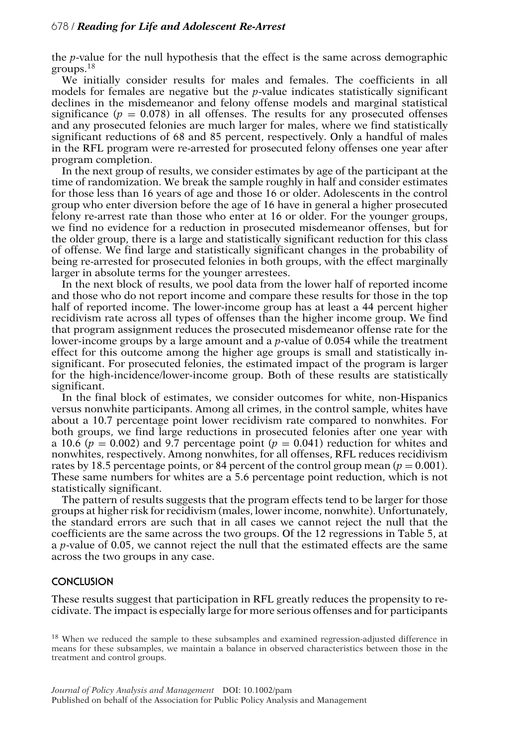the $p$-value for the null hypothesis that the effect is the same across demographic groups.[18]

We initially consider results for males and females. The coefficients in all models for females are negative but the $p$-value indicates statistically significant declines in the misdemeanor and felony offense models and marginal statistical significance ($p = 0.078$) in all offenses. The results for any prosecuted offenses and any prosecuted felonies are much larger for males, where we find statistically significant reductions of 68 and 85 percent, respectively. Only a handful of males in the RFL program were re-arrested for prosecuted felony offenses one year after program completion.

In the next group of results, we consider estimates by age of the participant at the time of randomization. We break the sample roughly in half and consider estimates for those less than 16 years of age and those 16 or older. Adolescents in the control group who enter diversion before the age of 16 have in general a higher prosecuted felony re-arrest rate than those who enter at 16 or older. For the younger groups, we find no evidence for a reduction in prosecuted misdemeanor offenses, but for the older group, there is a large and statistically significant reduction for this class of offense. We find large and statistically significant changes in the probability of being re-arrested for prosecuted felonies in both groups, with the effect marginally larger in absolute terms for the younger arrestees.

In the next block of results, we pool data from the lower half of reported income and those who do not report income and compare these results for those in the top half of reported income. The lower-income group has at least a 44 percent higher recidivism rate across all types of offenses than the higher income group. We find that program assignment reduces the prosecuted misdemeanor offense rate for the lower-income groups by a large amount and a $p$-value of 0.054 while the treatment effect for this outcome among the higher age groups is small and statistically insignificant. For prosecuted felonies, the estimated impact of the program is larger for the high-incidence/lower-income group. Both of these results are statistically significant.

In the final block of estimates, we consider outcomes for white, non-Hispanics versus nonwhite participants. Among all crimes, in the control sample, whites have about a 10.7 percentage point lower recidivism rate compared to nonwhites. For both groups, we find large reductions in prosecuted felonies after one year with a 10.6 ($p = 0.002$) and 9.7 percentage point ($p = 0.041$) reduction for whites and nonwhites, respectively. Among nonwhites, for all offenses, RFL reduces recidivism rates by 18.5 percentage points, or 84 percent of the control group mean ($p = 0.001$). These same numbers for whites are a 5.6 percentage point reduction, which is not statistically significant.

The pattern of results suggests that the program effects tend to be larger for those groups at higher risk for recidivism (males, lower income, nonwhite). Unfortunately, the standard errors are such that in all cases we cannot reject the null that the coefficients are the same across the two groups. Of the 12 regressions in Table 5, at a $p$-value of 0.05, we cannot reject the null that the estimated effects are the same across the two groups in any case.

## CONCLUSION

These results suggest that participation in RFL greatly reduces the propensity to recidivate. The impact is especially large for more serious offenses and for participants

[18] When we reduced the sample to these subsamples and examined regression-adjusted difference in means for these subsamples, we maintain a balance in observed characteristics between those in the treatment and control groups.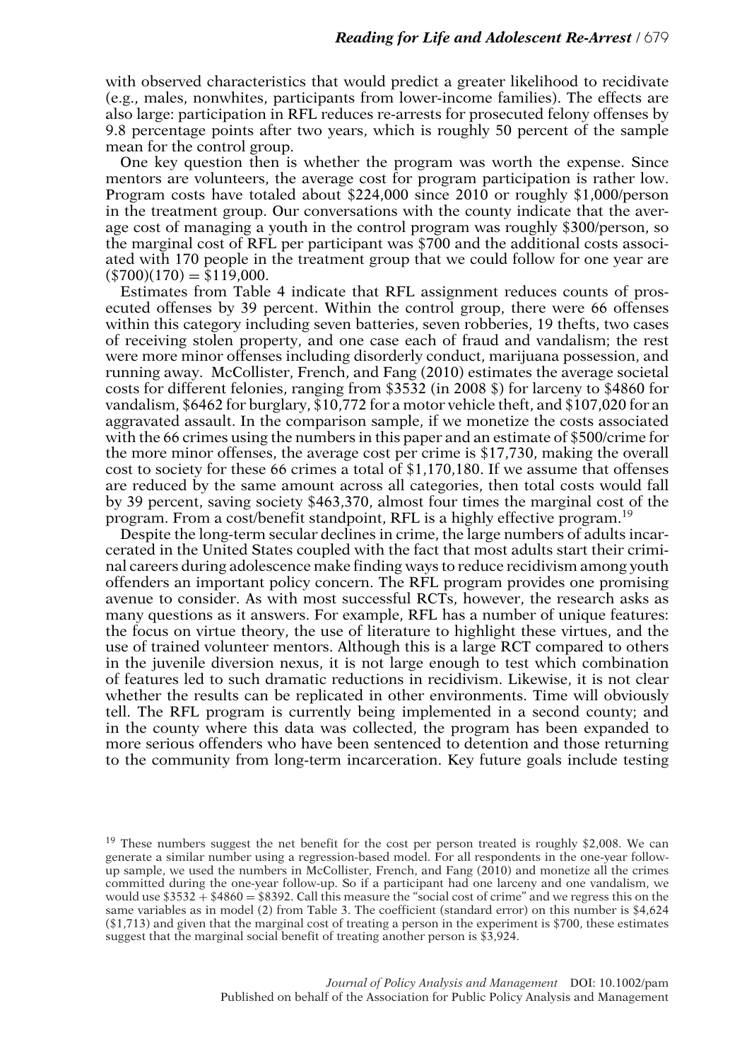with observed characteristics that would predict a greater likelihood to recidivate (e.g., males, nonwhites, participants from lower-income families). The effects are also large: participation in RFL reduces re-arrests for prosecuted felony offenses by 9.8 percentage points after two years, which is roughly 50 percent of the sample mean for the control group.

One key question then is whether the program was worth the expense. Since mentors are volunteers, the average cost for program participation is rather low. Program costs have totaled about $224,000 since 2010 or roughly $1,000/person in the treatment group. Our conversations with the county indicate that the average cost of managing a youth in the control program was roughly $300/person, so the marginal cost of RFL per participant was $700 and the additional costs associated with 170 people in the treatment group that we could follow for one year are ($700)(170) = $119,000.

Estimates from Table 4 indicate that RFL assignment reduces counts of prosecuted offenses by 39 percent. Within the control group, there were 66 offenses within this category including seven batteries, seven robberies, 19 thefts, two cases of receiving stolen property, and one case each of fraud and vandalism; the rest were more minor offenses including disorderly conduct, marijuana possession, and running away. McCollister, French, and Fang (2010) estimates the average societal costs for different felonies, ranging from $3532 (in 2008 $) for larceny to $4860 for vandalism, $6462 for burglary, $10,772 for a motor vehicle theft, and $107,020 for an aggravated assault. In the comparison sample, if we monetize the costs associated with the 66 crimes using the numbers in this paper and an estimate of $500/crime for the more minor offenses, the average cost per crime is $17,730, making the overall cost to society for these 66 crimes a total of $1,170,180. If we assume that offenses are reduced by the same amount across all categories, then total costs would fall by 39 percent, saving society $463,370, almost four times the marginal cost of the program. From a cost/benefit standpoint, RFL is a highly effective program.[19]

Despite the long-term secular declines in crime, the large numbers of adults incarcerated in the United States coupled with the fact that most adults start their criminal careers during adolescence make finding ways to reduce recidivism among youth offenders an important policy concern. The RFL program provides one promising avenue to consider. As with most successful RCTs, however, the research asks as many questions as it answers. For example, RFL has a number of unique features: the focus on virtue theory, the use of literature to highlight these virtues, and the use of trained volunteer mentors. Although this is a large RCT compared to others in the juvenile diversion nexus, it is not large enough to test which combination of features led to such dramatic reductions in recidivism. Likewise, it is not clear whether the results can be replicated in other environments. Time will obviously tell. The RFL program is currently being implemented in a second county; and in the county where this data was collected, the program has been expanded to more serious offenders who have been sentenced to detention and those returning to the community from long-term incarceration. Key future goals include testing

[19] These numbers suggest the net benefit for the cost per person treated is roughly $2,008. We can generate a similar number using a regression-based model. For all respondents in the one-year follow-up sample, we used the numbers in McCollister, French, and Fang (2010) and monetize all the crimes committed during the one-year follow-up. So if a participant had one larceny and one vandalism, we would use $3532 + $4860 = $8392. Call this measure the "social cost of crime" and we regress this on the same variables as in model (2) from Table 3. The coefficient (standard error) on this number is $4,624 ($1,713) and given that the marginal cost of treating a person in the experiment is $700, these estimates suggest that the marginal social benefit of treating another person is $3,924.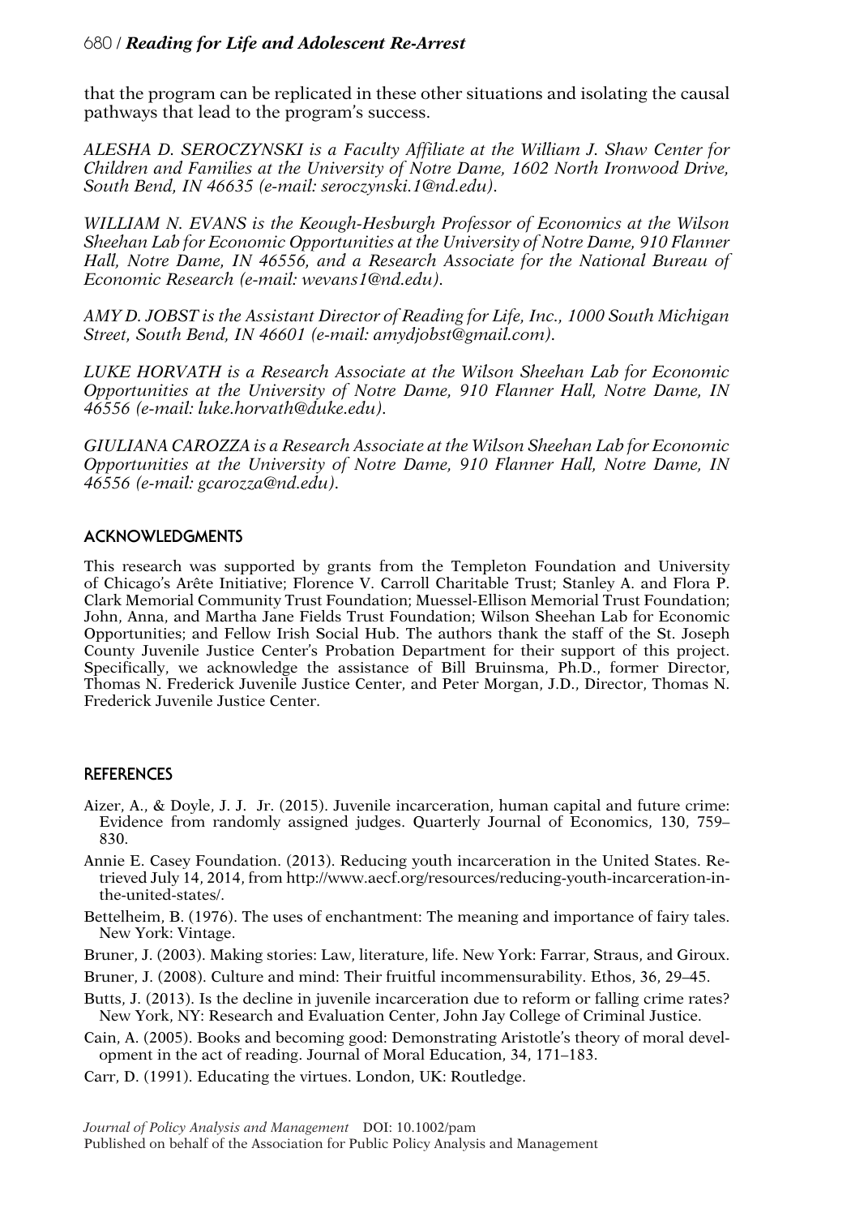that the program can be replicated in these other situations and isolating the causal pathways that lead to the program's success.

*ALESHA D. SEROCZYNSKI is a Faculty Affiliate at the William J. Shaw Center for Children and Families at the University of Notre Dame, 1602 North Ironwood Drive, South Bend, IN 46635 (e-mail: seroczynski.1@nd.edu).*

*WILLIAM N. EVANS is the Keough-Hesburgh Professor of Economics at the Wilson Sheehan Lab for Economic Opportunities at the University of Notre Dame, 910 Flanner Hall, Notre Dame, IN 46556, and a Research Associate for the National Bureau of Economic Research (e-mail: wevans1@nd.edu).*

*AMY D. JOBST is the Assistant Director of Reading for Life, Inc., 1000 South Michigan Street, South Bend, IN 46601 (e-mail: amydjobst@gmail.com).*

*LUKE HORVATH is a Research Associate at the Wilson Sheehan Lab for Economic Opportunities at the University of Notre Dame, 910 Flanner Hall, Notre Dame, IN 46556 (e-mail: luke.horvath@duke.edu).*

*GIULIANA CAROZZA is a Research Associate at the Wilson Sheehan Lab for Economic Opportunities at the University of Notre Dame, 910 Flanner Hall, Notre Dame, IN 46556 (e-mail: gcarozza@nd.edu).*

## ACKNOWLEDGMENTS

This research was supported by grants from the Templeton Foundation and University of Chicago's Arête Initiative; Florence V. Carroll Charitable Trust; Stanley A. and Flora P. Clark Memorial Community Trust Foundation; Muessel-Ellison Memorial Trust Foundation; John, Anna, and Martha Jane Fields Trust Foundation; Wilson Sheehan Lab for Economic Opportunities; and Fellow Irish Social Hub. The authors thank the staff of the St. Joseph County Juvenile Justice Center's Probation Department for their support of this project. Specifically, we acknowledge the assistance of Bill Bruinsma, Ph.D., former Director, Thomas N. Frederick Juvenile Justice Center, and Peter Morgan, J.D., Director, Thomas N. Frederick Juvenile Justice Center.

## REFERENCES

- Aizer, A., & Doyle, J. J. Jr. (2015). Juvenile incarceration, human capital and future crime: Evidence from randomly assigned judges. Quarterly Journal of Economics, 130, 759–830.
- Annie E. Casey Foundation. (2013). Reducing youth incarceration in the United States. Retrieved July 14, 2014, from http://www.aecf.org/resources/reducing-youth-incarceration-in-the-united-states/.
- Bettelheim, B. (1976). The uses of enchantment: The meaning and importance of fairy tales. New York: Vintage.
- Bruner, J. (2003). Making stories: Law, literature, life. New York: Farrar, Straus, and Giroux.
- Bruner, J. (2008). Culture and mind: Their fruitful incommensurability. Ethos, 36, 29–45.
- Butts, J. (2013). Is the decline in juvenile incarceration due to reform or falling crime rates? New York, NY: Research and Evaluation Center, John Jay College of Criminal Justice.
- Cain, A. (2005). Books and becoming good: Demonstrating Aristotle's theory of moral development in the act of reading. Journal of Moral Education, 34, 171–183.
- Carr, D. (1991). Educating the virtues. London, UK: Routledge.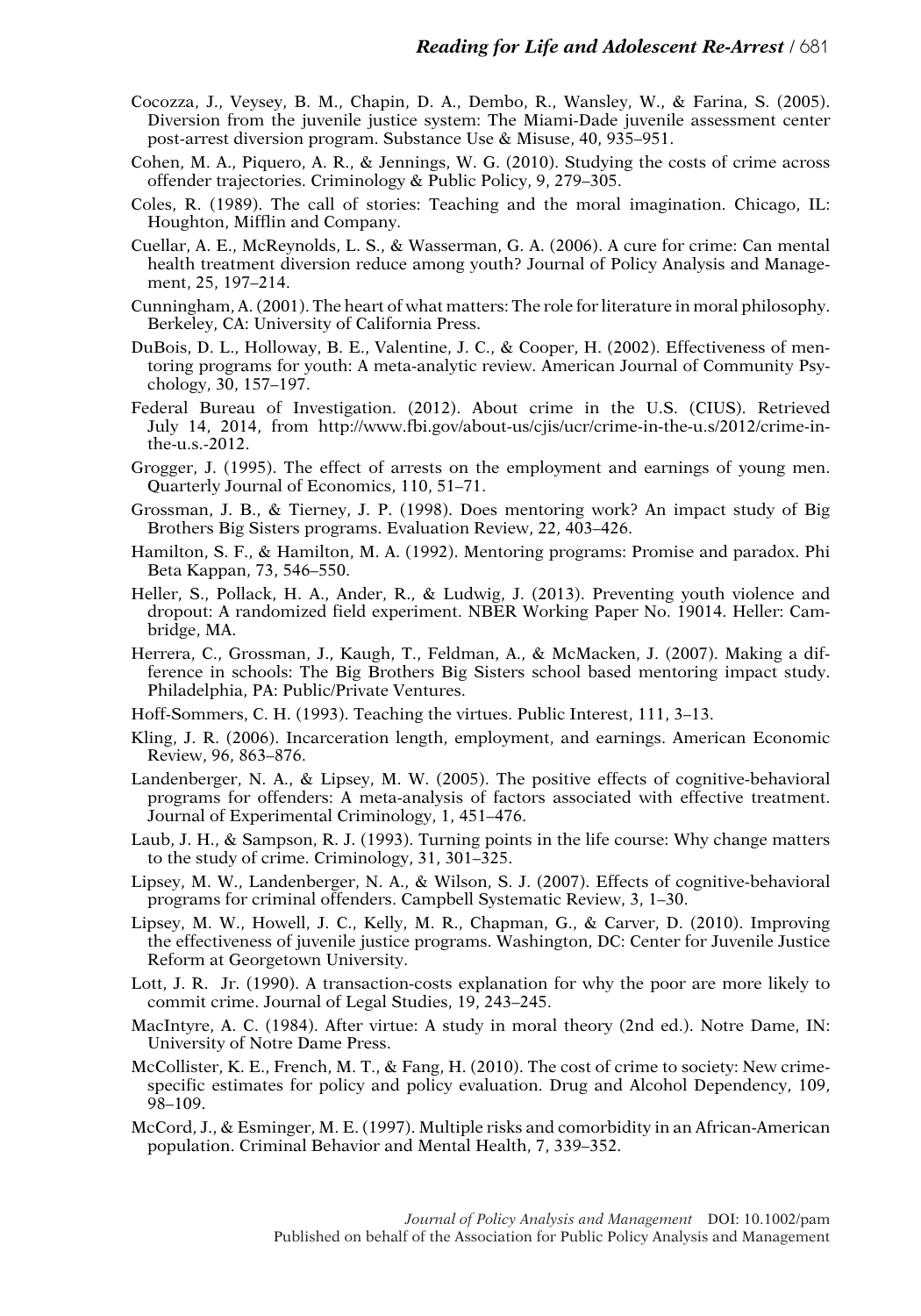Cocozza, J., Veysey, B. M., Chapin, D. A., Dembo, R., Wansley, W., & Farina, S. (2005). Diversion from the juvenile justice system: The Miami-Dade juvenile assessment center post-arrest diversion program. Substance Use & Misuse, 40, 935–951.

Cohen, M. A., Piquero, A. R., & Jennings, W. G. (2010). Studying the costs of crime across offender trajectories. Criminology & Public Policy, 9, 279–305.

Coles, R. (1989). The call of stories: Teaching and the moral imagination. Chicago, IL: Houghton, Mifflin and Company.

Cuellar, A. E., McReynolds, L. S., & Wasserman, G. A. (2006). A cure for crime: Can mental health treatment diversion reduce among youth? Journal of Policy Analysis and Management, 25, 197–214.

Cunningham, A. (2001). The heart of what matters: The role for literature in moral philosophy. Berkeley, CA: University of California Press.

DuBois, D. L., Holloway, B. E., Valentine, J. C., & Cooper, H. (2002). Effectiveness of mentoring programs for youth: A meta-analytic review. American Journal of Community Psychology, 30, 157–197.

Federal Bureau of Investigation. (2012). About crime in the U.S. (CIUS). Retrieved July 14, 2014, from http://www.fbi.gov/about-us/cjis/ucr/crime-in-the-u.s/2012/crime-in-the-u.s.-2012.

Grogger, J. (1995). The effect of arrests on the employment and earnings of young men. Quarterly Journal of Economics, 110, 51–71.

Grossman, J. B., & Tierney, J. P. (1998). Does mentoring work? An impact study of Big Brothers Big Sisters programs. Evaluation Review, 22, 403–426.

Hamilton, S. F., & Hamilton, M. A. (1992). Mentoring programs: Promise and paradox. Phi Beta Kappan, 73, 546–550.

Heller, S., Pollack, H. A., Ander, R., & Ludwig, J. (2013). Preventing youth violence and dropout: A randomized field experiment. NBER Working Paper No. 19014. Heller: Cambridge, MA.

Herrera, C., Grossman, J., Kaugh, T., Feldman, A., & McMacken, J. (2007). Making a difference in schools: The Big Brothers Big Sisters school based mentoring impact study. Philadelphia, PA: Public/Private Ventures.

Hoff-Sommers, C. H. (1993). Teaching the virtues. Public Interest, 111, 3–13.

Kling, J. R. (2006). Incarceration length, employment, and earnings. American Economic Review, 96, 863–876.

Landenberger, N. A., & Lipsey, M. W. (2005). The positive effects of cognitive-behavioral programs for offenders: A meta-analysis of factors associated with effective treatment. Journal of Experimental Criminology, 1, 451–476.

Laub, J. H., & Sampson, R. J. (1993). Turning points in the life course: Why change matters to the study of crime. Criminology, 31, 301–325.

Lipsey, M. W., Landenberger, N. A., & Wilson, S. J. (2007). Effects of cognitive-behavioral programs for criminal offenders. Campbell Systematic Review, 3, 1–30.

Lipsey, M. W., Howell, J. C., Kelly, M. R., Chapman, G., & Carver, D. (2010). Improving the effectiveness of juvenile justice programs. Washington, DC: Center for Juvenile Justice Reform at Georgetown University.

Lott, J. R. Jr. (1990). A transaction-costs explanation for why the poor are more likely to commit crime. Journal of Legal Studies, 19, 243–245.

MacIntyre, A. C. (1984). After virtue: A study in moral theory (2nd ed.). Notre Dame, IN: University of Notre Dame Press.

McCollister, K. E., French, M. T., & Fang, H. (2010). The cost of crime to society: New crime-specific estimates for policy and policy evaluation. Drug and Alcohol Dependency, 109, 98–109.

McCord, J., & Esminger, M. E. (1997). Multiple risks and comorbidity in an African-American population. Criminal Behavior and Mental Health, 7, 339–352.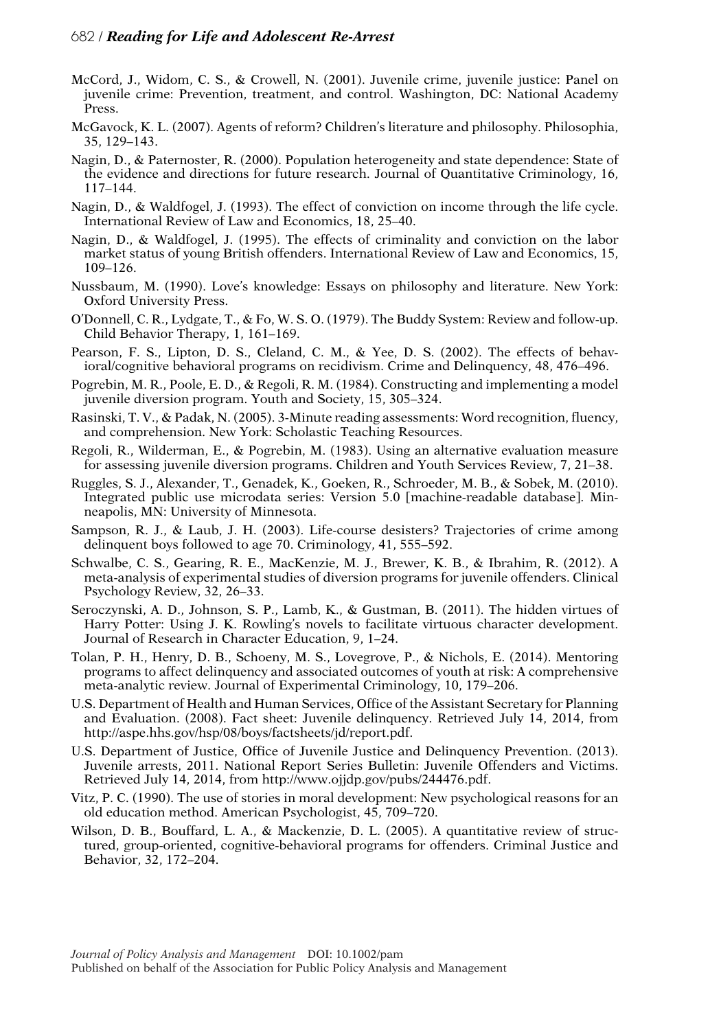McCord, J., Widom, C. S., & Crowell, N. (2001). Juvenile crime, juvenile justice: Panel on juvenile crime: Prevention, treatment, and control. Washington, DC: National Academy Press.

McGavock, K. L. (2007). Agents of reform? Children's literature and philosophy. Philosophia, 35, 129–143.

Nagin, D., & Paternoster, R. (2000). Population heterogeneity and state dependence: State of the evidence and directions for future research. Journal of Quantitative Criminology, 16, 117–144.

Nagin, D., & Waldfogel, J. (1993). The effect of conviction on income through the life cycle. International Review of Law and Economics, 18, 25–40.

Nagin, D., & Waldfogel, J. (1995). The effects of criminality and conviction on the labor market status of young British offenders. International Review of Law and Economics, 15, 109–126.

Nussbaum, M. (1990). Love's knowledge: Essays on philosophy and literature. New York: Oxford University Press.

O'Donnell, C. R., Lydgate, T., & Fo, W. S. O. (1979). The Buddy System: Review and follow-up. Child Behavior Therapy, 1, 161–169.

Pearson, F. S., Lipton, D. S., Cleland, C. M., & Yee, D. S. (2002). The effects of behavioral/cognitive behavioral programs on recidivism. Crime and Delinquency, 48, 476–496.

Pogrebin, M. R., Poole, E. D., & Regoli, R. M. (1984). Constructing and implementing a model juvenile diversion program. Youth and Society, 15, 305–324.

Rasinski, T. V., & Padak, N. (2005). 3-Minute reading assessments: Word recognition, fluency, and comprehension. New York: Scholastic Teaching Resources.

Regoli, R., Wilderman, E., & Pogrebin, M. (1983). Using an alternative evaluation measure for assessing juvenile diversion programs. Children and Youth Services Review, 7, 21–38.

Ruggles, S. J., Alexander, T., Genadek, K., Goeken, R., Schroeder, M. B., & Sobek, M. (2010). Integrated public use microdata series: Version 5.0 [machine-readable database]. Minneapolis, MN: University of Minnesota.

Sampson, R. J., & Laub, J. H. (2003). Life-course desisters? Trajectories of crime among delinquent boys followed to age 70. Criminology, 41, 555–592.

Schwalbe, C. S., Gearing, R. E., MacKenzie, M. J., Brewer, K. B., & Ibrahim, R. (2012). A meta-analysis of experimental studies of diversion programs for juvenile offenders. Clinical Psychology Review, 32, 26–33.

Seroczynski, A. D., Johnson, S. P., Lamb, K., & Gustman, B. (2011). The hidden virtues of Harry Potter: Using J. K. Rowling's novels to facilitate virtuous character development. Journal of Research in Character Education, 9, 1–24.

Tolan, P. H., Henry, D. B., Schoeny, M. S., Lovegrove, P., & Nichols, E. (2014). Mentoring programs to affect delinquency and associated outcomes of youth at risk: A comprehensive meta-analytic review. Journal of Experimental Criminology, 10, 179–206.

U.S. Department of Health and Human Services, Office of the Assistant Secretary for Planning and Evaluation. (2008). Fact sheet: Juvenile delinquency. Retrieved July 14, 2014, from http://aspe.hhs.gov/hsp/08/boys/factsheets/jd/report.pdf.

U.S. Department of Justice, Office of Juvenile Justice and Delinquency Prevention. (2013). Juvenile arrests, 2011. National Report Series Bulletin: Juvenile Offenders and Victims. Retrieved July 14, 2014, from http://www.ojjdp.gov/pubs/244476.pdf.

Vitz, P. C. (1990). The use of stories in moral development: New psychological reasons for an old education method. American Psychologist, 45, 709–720.

Wilson, D. B., Bouffard, L. A., & Mackenzie, D. L. (2005). A quantitative review of structured, group-oriented, cognitive-behavioral programs for offenders. Criminal Justice and Behavior, 32, 172–204.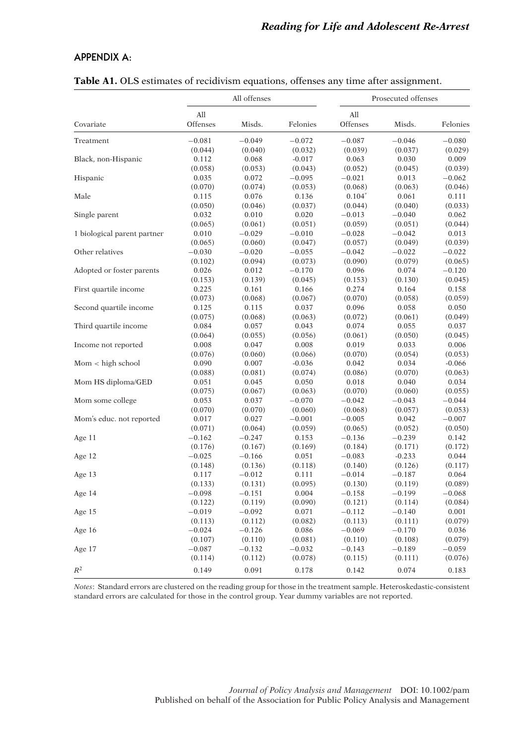## APPENDIX A:

**Table A1.** OLS estimates of recidivism equations, offenses any time after assignment.

| | All offenses | | | Prosecuted offenses | | |
|---|---|---|---|---|---|---|
| Covariate | All Offenses | Misds. | Felonies | All Offenses | Misds. | Felonies |
| Treatment | −0.081 | −0.049 | −0.072 | −0.087 | −0.046 | −0.080 |
| | (0.044) | (0.040) | (0.032) | (0.039) | (0.037) | (0.029) |
| Black, non-Hispanic | 0.112 | 0.068 | -0.017 | 0.063 | 0.030 | 0.009 |
| | (0.058) | (0.053) | (0.043) | (0.052) | (0.045) | (0.039) |
| Hispanic | 0.035 | 0.072 | −0.095 | −0.021 | 0.013 | −0.062 |
| | (0.070) | (0.074) | (0.053) | (0.068) | (0.063) | (0.046) |
| Male | 0.115 | 0.076 | 0.136 | 0.104* | 0.061 | 0.111 |
| | (0.050) | (0.046) | (0.037) | (0.044) | (0.040) | (0.033) |
| Single parent | 0.032 | 0.010 | 0.020 | −0.013 | −0.040 | 0.062 |
| | (0.065) | (0.061) | (0.051) | (0.059) | (0.051) | (0.044) |
| 1 biological parent partner | 0.010 | −0.029 | −0.010 | −0.028 | −0.042 | 0.013 |
| | (0.065) | (0.060) | (0.047) | (0.057) | (0.049) | (0.039) |
| Other relatives | −0.030 | −0.020 | −0.055 | −0.042 | −0.022 | −0.022 |
| | (0.102) | (0.094) | (0.073) | (0.090) | (0.079) | (0.065) |
| Adopted or foster parents | 0.026 | 0.012 | −0.170 | 0.096 | 0.074 | −0.120 |
| | (0.153) | (0.139) | (0.045) | (0.153) | (0.130) | (0.045) |
| First quartile income | 0.225 | 0.161 | 0.166 | 0.274 | 0.164 | 0.158 |
| | (0.073) | (0.068) | (0.067) | (0.070) | (0.058) | (0.059) |
| Second quartile income | 0.125 | 0.115 | 0.037 | 0.096 | 0.058 | 0.050 |
| | (0.075) | (0.068) | (0.063) | (0.072) | (0.061) | (0.049) |
| Third quartile income | 0.084 | 0.057 | 0.043 | 0.074 | 0.055 | 0.037 |
| | (0.064) | (0.055) | (0.056) | (0.061) | (0.050) | (0.045) |
| Income not reported | 0.008 | 0.047 | 0.008 | 0.019 | 0.033 | 0.006 |
| | (0.076) | (0.060) | (0.066) | (0.070) | (0.054) | (0.053) |
| Mom < high school | 0.090 | 0.007 | -0.036 | 0.042 | 0.034 | -0.066 |
| | (0.088) | (0.081) | (0.074) | (0.086) | (0.070) | (0.063) |
| Mom HS diploma/GED | 0.051 | 0.045 | 0.050 | 0.018 | 0.040 | 0.034 |
| | (0.075) | (0.067) | (0.063) | (0.070) | (0.060) | (0.055) |
| Mom some college | 0.053 | 0.037 | −0.070 | −0.042 | −0.043 | −0.044 |
| | (0.070) | (0.070) | (0.060) | (0.068) | (0.057) | (0.053) |
| Mom's educ. not reported | 0.017 | 0.027 | −0.001 | −0.005 | 0.042 | −0.007 |
| | (0.071) | (0.064) | (0.059) | (0.065) | (0.052) | (0.050) |
| Age 11 | −0.162 | −0.247 | 0.153 | −0.136 | −0.239 | 0.142 |
| | (0.176) | (0.167) | (0.169) | (0.184) | (0.171) | (0.172) |
| Age 12 | −0.025 | −0.166 | 0.051 | −0.083 | -0.233 | 0.044 |
| | (0.148) | (0.136) | (0.118) | (0.140) | (0.126) | (0.117) |
| Age 13 | 0.117 | −0.012 | 0.111 | −0.014 | −0.187 | 0.064 |
| | (0.133) | (0.131) | (0.095) | (0.130) | (0.119) | (0.089) |
| Age 14 | −0.098 | −0.151 | 0.004 | −0.158 | −0.199 | −0.068 |
| | (0.122) | (0.119) | (0.090) | (0.121) | (0.114) | (0.084) |
| Age 15 | −0.019 | −0.092 | 0.071 | −0.112 | −0.140 | 0.001 |
| | (0.113) | (0.112) | (0.082) | (0.113) | (0.111) | (0.079) |
| Age 16 | −0.024 | −0.126 | 0.086 | −0.069 | −0.170 | 0.036 |
| | (0.107) | (0.110) | (0.081) | (0.110) | (0.108) | (0.079) |
| Age 17 | −0.087 | −0.132 | −0.032 | −0.143 | −0.189 | −0.059 |
| | (0.114) | (0.112) | (0.078) | (0.115) | (0.111) | (0.076) |
| $R^2$ | 0.149 | 0.091 | 0.178 | 0.142 | 0.074 | 0.183 |

*Notes*: Standard errors are clustered on the reading group for those in the treatment sample. Heteroskedastic-consistent standard errors are calculated for those in the control group. Year dummy variables are not reported.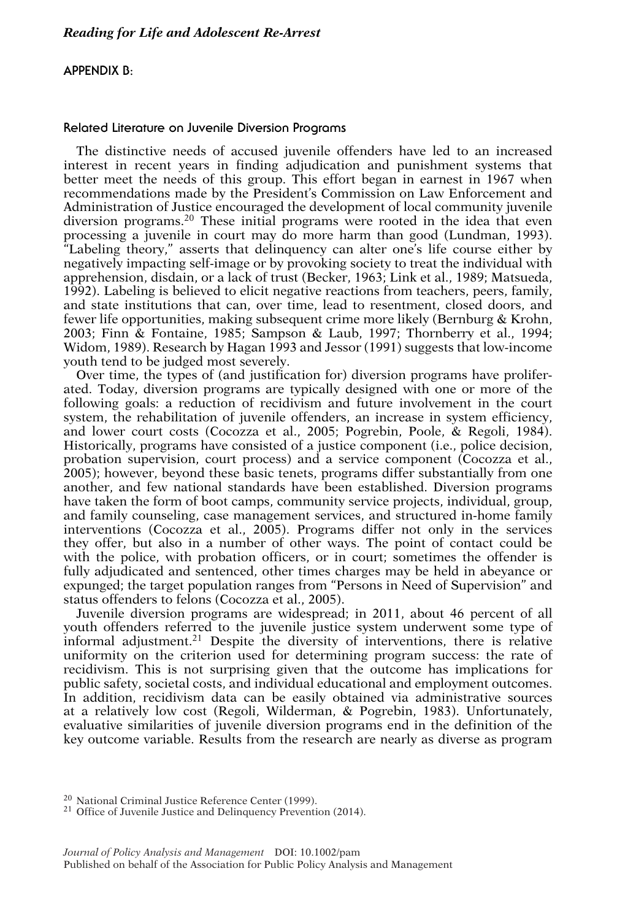## APPENDIX B:

### Related Literature on Juvenile Diversion Programs

The distinctive needs of accused juvenile offenders have led to an increased interest in recent years in finding adjudication and punishment systems that better meet the needs of this group. This effort began in earnest in 1967 when recommendations made by the President's Commission on Law Enforcement and Administration of Justice encouraged the development of local community juvenile diversion programs.[20] These initial programs were rooted in the idea that even processing a juvenile in court may do more harm than good (Lundman, 1993). "Labeling theory," asserts that delinquency can alter one's life course either by negatively impacting self-image or by provoking society to treat the individual with apprehension, disdain, or a lack of trust (Becker, 1963; Link et al., 1989; Matsueda, 1992). Labeling is believed to elicit negative reactions from teachers, peers, family, and state institutions that can, over time, lead to resentment, closed doors, and fewer life opportunities, making subsequent crime more likely (Bernburg & Krohn, 2003; Finn & Fontaine, 1985; Sampson & Laub, 1997; Thornberry et al., 1994; Widom, 1989). Research by Hagan 1993 and Jessor (1991) suggests that low-income youth tend to be judged most severely.

Over time, the types of (and justification for) diversion programs have proliferated. Today, diversion programs are typically designed with one or more of the following goals: a reduction of recidivism and future involvement in the court system, the rehabilitation of juvenile offenders, an increase in system efficiency, and lower court costs (Cocozza et al., 2005; Pogrebin, Poole, & Regoli, 1984). Historically, programs have consisted of a justice component (i.e., police decision, probation supervision, court process) and a service component (Cocozza et al., 2005); however, beyond these basic tenets, programs differ substantially from one another, and few national standards have been established. Diversion programs have taken the form of boot camps, community service projects, individual, group, and family counseling, case management services, and structured in-home family interventions (Cocozza et al., 2005). Programs differ not only in the services they offer, but also in a number of other ways. The point of contact could be with the police, with probation officers, or in court; sometimes the offender is fully adjudicated and sentenced, other times charges may be held in abeyance or expunged; the target population ranges from "Persons in Need of Supervision" and status offenders to felons (Cocozza et al., 2005).

Juvenile diversion programs are widespread; in 2011, about 46 percent of all youth offenders referred to the juvenile justice system underwent some type of informal adjustment.[21] Despite the diversity of interventions, there is relative uniformity on the criterion used for determining program success: the rate of recidivism. This is not surprising given that the outcome has implications for public safety, societal costs, and individual educational and employment outcomes. In addition, recidivism data can be easily obtained via administrative sources at a relatively low cost (Regoli, Wilderman, & Pogrebin, 1983). Unfortunately, evaluative similarities of juvenile diversion programs end in the definition of the key outcome variable. Results from the research are nearly as diverse as program

[20] National Criminal Justice Reference Center (1999).

[21] Office of Juvenile Justice and Delinquency Prevention (2014).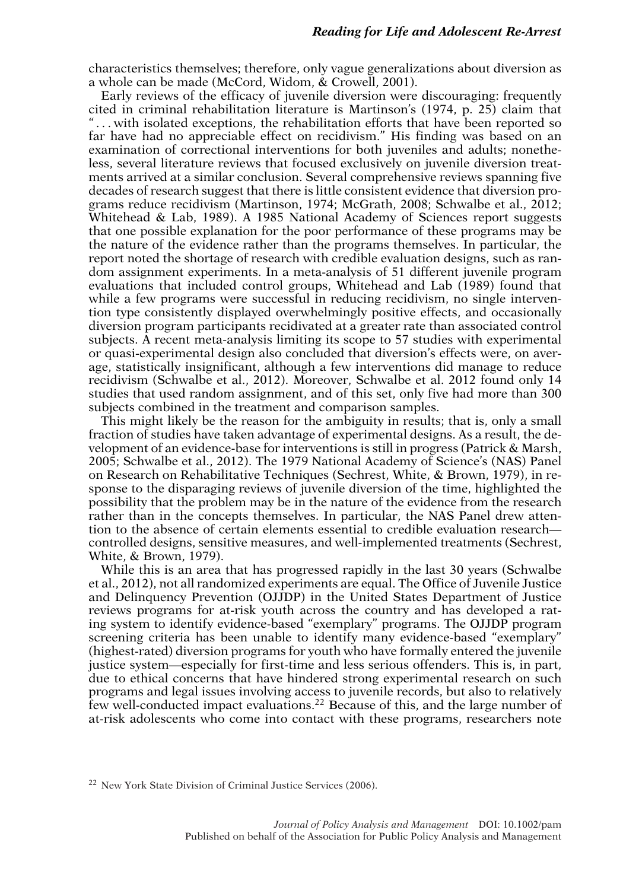characteristics themselves; therefore, only vague generalizations about diversion as a whole can be made (McCord, Widom, & Crowell, 2001).

Early reviews of the efficacy of juvenile diversion were discouraging: frequently cited in criminal rehabilitation literature is Martinson's (1974, p. 25) claim that "... with isolated exceptions, the rehabilitation efforts that have been reported so far have had no appreciable effect on recidivism." His finding was based on an examination of correctional interventions for both juveniles and adults; nonetheless, several literature reviews that focused exclusively on juvenile diversion treatments arrived at a similar conclusion. Several comprehensive reviews spanning five decades of research suggest that there is little consistent evidence that diversion programs reduce recidivism (Martinson, 1974; McGrath, 2008; Schwalbe et al., 2012; Whitehead & Lab, 1989). A 1985 National Academy of Sciences report suggests that one possible explanation for the poor performance of these programs may be the nature of the evidence rather than the programs themselves. In particular, the report noted the shortage of research with credible evaluation designs, such as random assignment experiments. In a meta-analysis of 51 different juvenile program evaluations that included control groups, Whitehead and Lab (1989) found that while a few programs were successful in reducing recidivism, no single intervention type consistently displayed overwhelmingly positive effects, and occasionally diversion program participants recidivated at a greater rate than associated control subjects. A recent meta-analysis limiting its scope to 57 studies with experimental or quasi-experimental design also concluded that diversion's effects were, on average, statistically insignificant, although a few interventions did manage to reduce recidivism (Schwalbe et al., 2012). Moreover, Schwalbe et al. 2012 found only 14 studies that used random assignment, and of this set, only five had more than 300 subjects combined in the treatment and comparison samples.

This might likely be the reason for the ambiguity in results; that is, only a small fraction of studies have taken advantage of experimental designs. As a result, the development of an evidence-base for interventions is still in progress (Patrick & Marsh, 2005; Schwalbe et al., 2012). The 1979 National Academy of Science's (NAS) Panel on Research on Rehabilitative Techniques (Sechrest, White, & Brown, 1979), in response to the disparaging reviews of juvenile diversion of the time, highlighted the possibility that the problem may be in the nature of the evidence from the research rather than in the concepts themselves. In particular, the NAS Panel drew attention to the absence of certain elements essential to credible evaluation research—controlled designs, sensitive measures, and well-implemented treatments (Sechrest, White, & Brown, 1979).

While this is an area that has progressed rapidly in the last 30 years (Schwalbe et al., 2012), not all randomized experiments are equal. The Office of Juvenile Justice and Delinquency Prevention (OJJDP) in the United States Department of Justice reviews programs for at-risk youth across the country and has developed a rating system to identify evidence-based "exemplary" programs. The OJJDP program screening criteria has been unable to identify many evidence-based "exemplary" (highest-rated) diversion programs for youth who have formally entered the juvenile justice system—especially for first-time and less serious offenders. This is, in part, due to ethical concerns that have hindered strong experimental research on such programs and legal issues involving access to juvenile records, but also to relatively few well-conducted impact evaluations.[22] Because of this, and the large number of at-risk adolescents who come into contact with these programs, researchers note

[22] New York State Division of Criminal Justice Services (2006).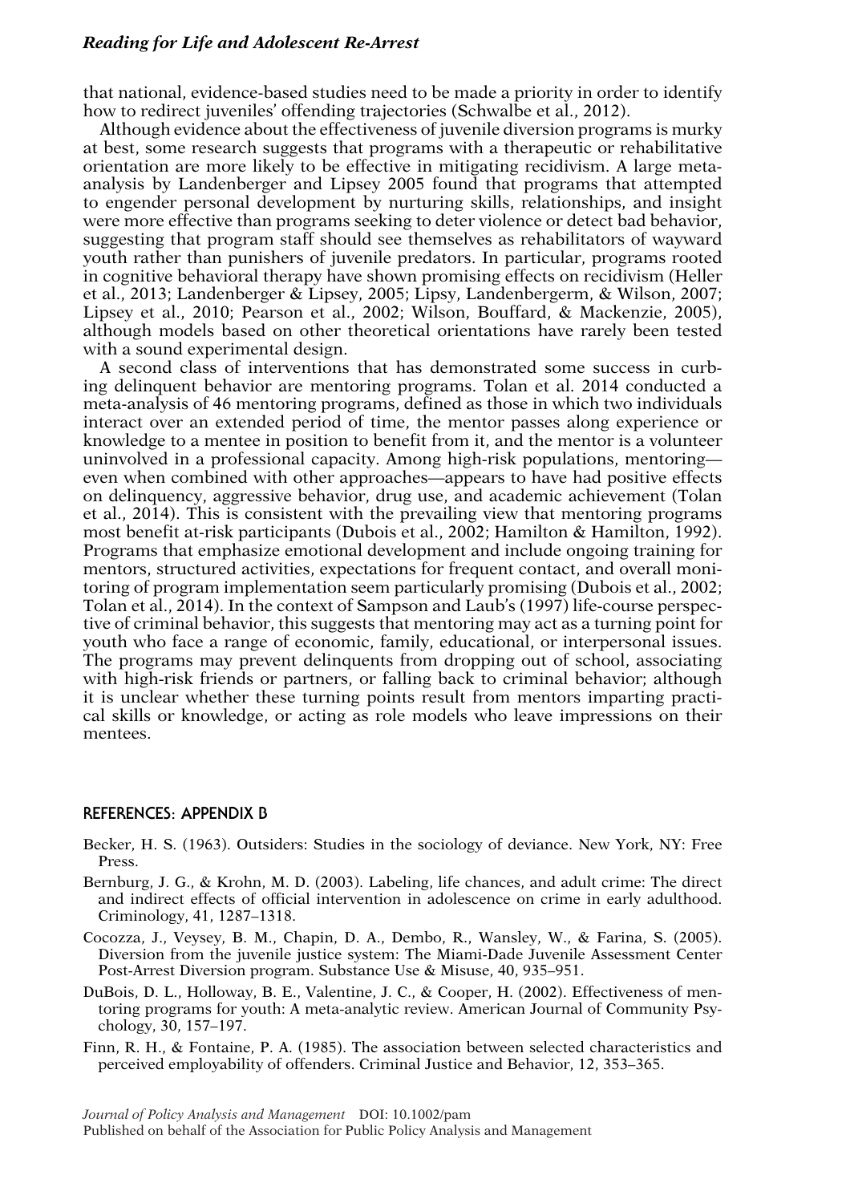that national, evidence-based studies need to be made a priority in order to identify how to redirect juveniles' offending trajectories (Schwalbe et al., 2012).

Although evidence about the effectiveness of juvenile diversion programs is murky at best, some research suggests that programs with a therapeutic or rehabilitative orientation are more likely to be effective in mitigating recidivism. A large meta-analysis by Landenberger and Lipsey 2005 found that programs that attempted to engender personal development by nurturing skills, relationships, and insight were more effective than programs seeking to deter violence or detect bad behavior, suggesting that program staff should see themselves as rehabilitators of wayward youth rather than punishers of juvenile predators. In particular, programs rooted in cognitive behavioral therapy have shown promising effects on recidivism (Heller et al., 2013; Landenberger & Lipsey, 2005; Lipsy, Landenbergerm, & Wilson, 2007; Lipsey et al., 2010; Pearson et al., 2002; Wilson, Bouffard, & Mackenzie, 2005), although models based on other theoretical orientations have rarely been tested with a sound experimental design.

A second class of interventions that has demonstrated some success in curbing delinquent behavior are mentoring programs. Tolan et al. 2014 conducted a meta-analysis of 46 mentoring programs, defined as those in which two individuals interact over an extended period of time, the mentor passes along experience or knowledge to a mentee in position to benefit from it, and the mentor is a volunteer uninvolved in a professional capacity. Among high-risk populations, mentoring—even when combined with other approaches—appears to have had positive effects on delinquency, aggressive behavior, drug use, and academic achievement (Tolan et al., 2014). This is consistent with the prevailing view that mentoring programs most benefit at-risk participants (Dubois et al., 2002; Hamilton & Hamilton, 1992). Programs that emphasize emotional development and include ongoing training for mentors, structured activities, expectations for frequent contact, and overall monitoring of program implementation seem particularly promising (Dubois et al., 2002; Tolan et al., 2014). In the context of Sampson and Laub's (1997) life-course perspective of criminal behavior, this suggests that mentoring may act as a turning point for youth who face a range of economic, family, educational, or interpersonal issues. The programs may prevent delinquents from dropping out of school, associating with high-risk friends or partners, or falling back to criminal behavior; although it is unclear whether these turning points result from mentors imparting practical skills or knowledge, or acting as role models who leave impressions on their mentees.

## REFERENCES: APPENDIX B

Becker, H. S. (1963). Outsiders: Studies in the sociology of deviance. New York, NY: Free Press.

Bernburg, J. G., & Krohn, M. D. (2003). Labeling, life chances, and adult crime: The direct and indirect effects of official intervention in adolescence on crime in early adulthood. Criminology, 41, 1287–1318.

Cocozza, J., Veysey, B. M., Chapin, D. A., Dembo, R., Wansley, W., & Farina, S. (2005). Diversion from the juvenile justice system: The Miami-Dade Juvenile Assessment Center Post-Arrest Diversion program. Substance Use & Misuse, 40, 935–951.

DuBois, D. L., Holloway, B. E., Valentine, J. C., & Cooper, H. (2002). Effectiveness of mentoring programs for youth: A meta-analytic review. American Journal of Community Psychology, 30, 157–197.

Finn, R. H., & Fontaine, P. A. (1985). The association between selected characteristics and perceived employability of offenders. Criminal Justice and Behavior, 12, 353–365.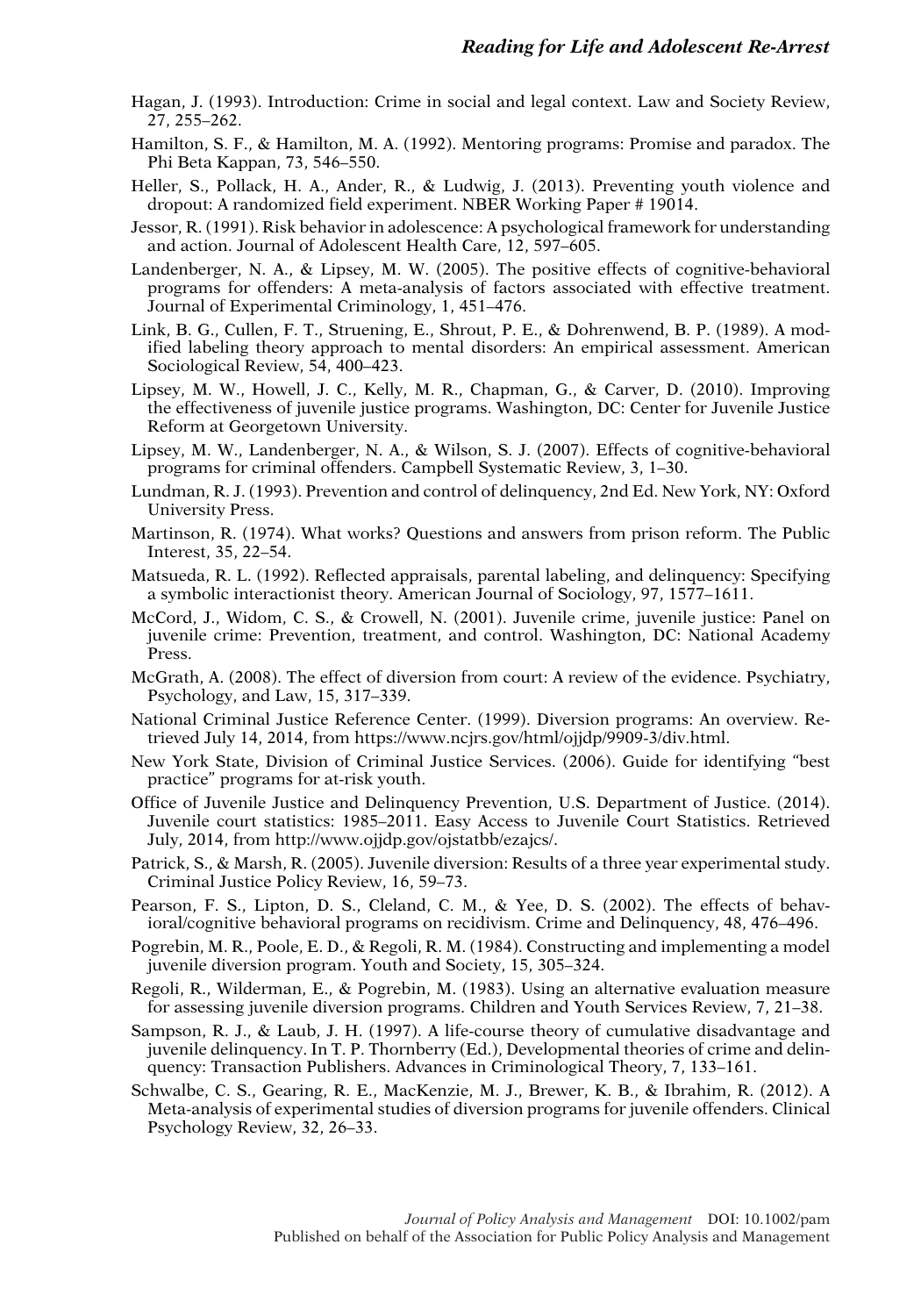Hagan, J. (1993). Introduction: Crime in social and legal context. Law and Society Review, 27, 255–262.

Hamilton, S. F., & Hamilton, M. A. (1992). Mentoring programs: Promise and paradox. The Phi Beta Kappan, 73, 546–550.

Heller, S., Pollack, H. A., Ander, R., & Ludwig, J. (2013). Preventing youth violence and dropout: A randomized field experiment. NBER Working Paper # 19014.

Jessor, R. (1991). Risk behavior in adolescence: A psychological framework for understanding and action. Journal of Adolescent Health Care, 12, 597–605.

Landenberger, N. A., & Lipsey, M. W. (2005). The positive effects of cognitive-behavioral programs for offenders: A meta-analysis of factors associated with effective treatment. Journal of Experimental Criminology, 1, 451–476.

Link, B. G., Cullen, F. T., Struening, E., Shrout, P. E., & Dohrenwend, B. P. (1989). A modified labeling theory approach to mental disorders: An empirical assessment. American Sociological Review, 54, 400–423.

Lipsey, M. W., Howell, J. C., Kelly, M. R., Chapman, G., & Carver, D. (2010). Improving the effectiveness of juvenile justice programs. Washington, DC: Center for Juvenile Justice Reform at Georgetown University.

Lipsey, M. W., Landenberger, N. A., & Wilson, S. J. (2007). Effects of cognitive-behavioral programs for criminal offenders. Campbell Systematic Review, 3, 1–30.

Lundman, R. J. (1993). Prevention and control of delinquency, 2nd Ed. New York, NY: Oxford University Press.

Martinson, R. (1974). What works? Questions and answers from prison reform. The Public Interest, 35, 22–54.

Matsueda, R. L. (1992). Reflected appraisals, parental labeling, and delinquency: Specifying a symbolic interactionist theory. American Journal of Sociology, 97, 1577–1611.

McCord, J., Widom, C. S., & Crowell, N. (2001). Juvenile crime, juvenile justice: Panel on juvenile crime: Prevention, treatment, and control. Washington, DC: National Academy Press.

McGrath, A. (2008). The effect of diversion from court: A review of the evidence. Psychiatry, Psychology, and Law, 15, 317–339.

National Criminal Justice Reference Center. (1999). Diversion programs: An overview. Retrieved July 14, 2014, from https://www.ncjrs.gov/html/ojjdp/9909-3/div.html.

New York State, Division of Criminal Justice Services. (2006). Guide for identifying "best practice" programs for at-risk youth.

Office of Juvenile Justice and Delinquency Prevention, U.S. Department of Justice. (2014). Juvenile court statistics: 1985–2011. Easy Access to Juvenile Court Statistics. Retrieved July, 2014, from http://www.ojjdp.gov/ojstatbb/ezajcs/.

Patrick, S., & Marsh, R. (2005). Juvenile diversion: Results of a three year experimental study. Criminal Justice Policy Review, 16, 59–73.

Pearson, F. S., Lipton, D. S., Cleland, C. M., & Yee, D. S. (2002). The effects of behavioral/cognitive behavioral programs on recidivism. Crime and Delinquency, 48, 476–496.

Pogrebin, M. R., Poole, E. D., & Regoli, R. M. (1984). Constructing and implementing a model juvenile diversion program. Youth and Society, 15, 305–324.

Regoli, R., Wilderman, E., & Pogrebin, M. (1983). Using an alternative evaluation measure for assessing juvenile diversion programs. Children and Youth Services Review, 7, 21–38.

Sampson, R. J., & Laub, J. H. (1997). A life-course theory of cumulative disadvantage and juvenile delinquency. In T. P. Thornberry (Ed.), Developmental theories of crime and delinquency: Transaction Publishers. Advances in Criminological Theory, 7, 133–161.

Schwalbe, C. S., Gearing, R. E., MacKenzie, M. J., Brewer, K. B., & Ibrahim, R. (2012). A Meta-analysis of experimental studies of diversion programs for juvenile offenders. Clinical Psychology Review, 32, 26–33.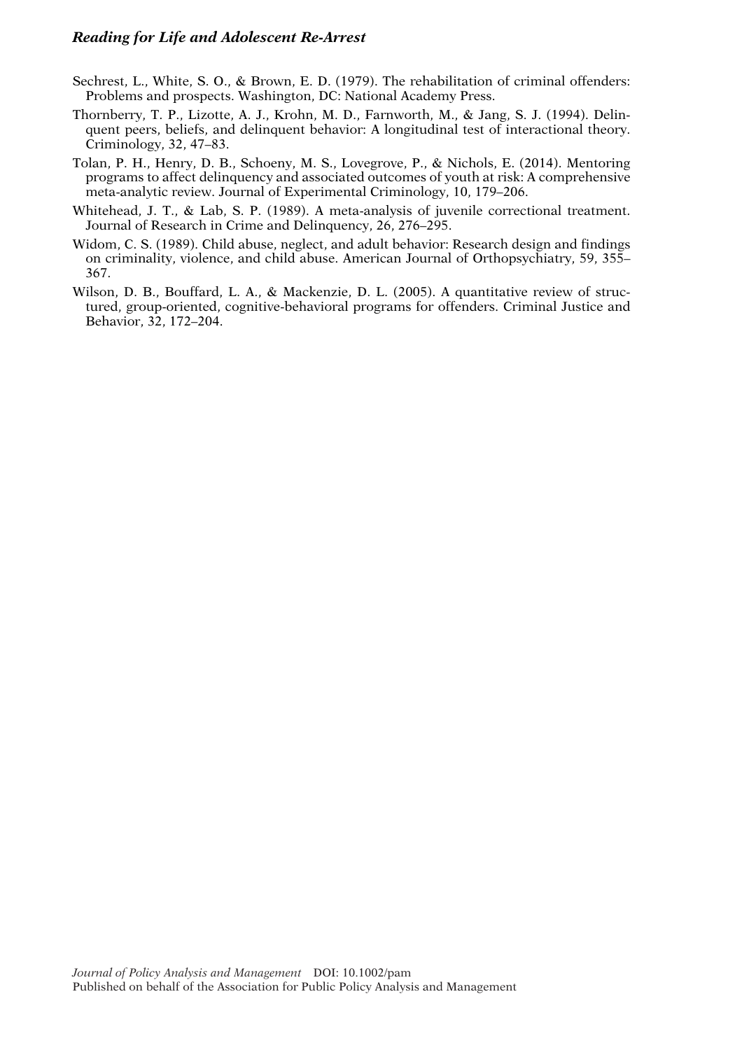Sechrest, L., White, S. O., & Brown, E. D. (1979). The rehabilitation of criminal offenders: Problems and prospects. Washington, DC: National Academy Press.

Thornberry, T. P., Lizotte, A. J., Krohn, M. D., Farnworth, M., & Jang, S. J. (1994). Delinquent peers, beliefs, and delinquent behavior: A longitudinal test of interactional theory. Criminology, 32, 47–83.

Tolan, P. H., Henry, D. B., Schoeny, M. S., Lovegrove, P., & Nichols, E. (2014). Mentoring programs to affect delinquency and associated outcomes of youth at risk: A comprehensive meta-analytic review. Journal of Experimental Criminology, 10, 179–206.

Whitehead, J. T., & Lab, S. P. (1989). A meta-analysis of juvenile correctional treatment. Journal of Research in Crime and Delinquency, 26, 276–295.

Widom, C. S. (1989). Child abuse, neglect, and adult behavior: Research design and findings on criminality, violence, and child abuse. American Journal of Orthopsychiatry, 59, 355–367.

Wilson, D. B., Bouffard, L. A., & Mackenzie, D. L. (2005). A quantitative review of structured, group-oriented, cognitive-behavioral programs for offenders. Criminal Justice and Behavior, 32, 172–204.